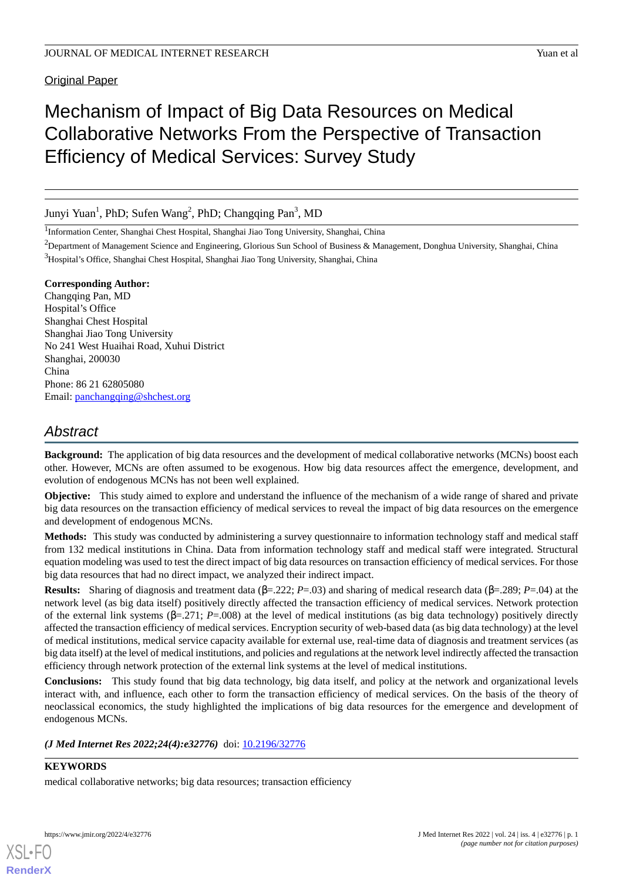Original Paper

# Mechanism of Impact of Big Data Resources on Medical Collaborative Networks From the Perspective of Transaction Efficiency of Medical Services: Survey Study

Junyi Yuan[1], PhD; Sufen Wang[2], PhD; Changqing Pan[3], MD

[1]Information Center, Shanghai Chest Hospital, Shanghai Jiao Tong University, Shanghai, China

[2]Department of Management Science and Engineering, Glorious Sun School of Business & Management, Donghua University, Shanghai, China

[3]Hospital's Office, Shanghai Chest Hospital, Shanghai Jiao Tong University, Shanghai, China

**Corresponding Author:**
Changqing Pan, MD
Hospital's Office
Shanghai Chest Hospital
Shanghai Jiao Tong University
No 241 West Huaihai Road, Xuhui District
Shanghai, 200030
China
Phone: 86 21 62805080
Email: panchangqing@shchest.org

## Abstract

**Background:** The application of big data resources and the development of medical collaborative networks (MCNs) boost each other. However, MCNs are often assumed to be exogenous. How big data resources affect the emergence, development, and evolution of endogenous MCNs has not been well explained.

**Objective:** This study aimed to explore and understand the influence of the mechanism of a wide range of shared and private big data resources on the transaction efficiency of medical services to reveal the impact of big data resources on the emergence and development of endogenous MCNs.

**Methods:** This study was conducted by administering a survey questionnaire to information technology staff and medical staff from 132 medical institutions in China. Data from information technology staff and medical staff were integrated. Structural equation modeling was used to test the direct impact of big data resources on transaction efficiency of medical services. For those big data resources that had no direct impact, we analyzed their indirect impact.

**Results:** Sharing of diagnosis and treatment data (β=.222; *P*=.03) and sharing of medical research data (β=.289; *P*=.04) at the network level (as big data itself) positively directly affected the transaction efficiency of medical services. Network protection of the external link systems (β=.271; *P*=.008) at the level of medical institutions (as big data technology) positively directly affected the transaction efficiency of medical services. Encryption security of web-based data (as big data technology) at the level of medical institutions, medical service capacity available for external use, real-time data of diagnosis and treatment services (as big data itself) at the level of medical institutions, and policies and regulations at the network level indirectly affected the transaction efficiency through network protection of the external link systems at the level of medical institutions.

**Conclusions:** This study found that big data technology, big data itself, and policy at the network and organizational levels interact with, and influence, each other to form the transaction efficiency of medical services. On the basis of the theory of neoclassical economics, the study highlighted the implications of big data resources for the emergence and development of endogenous MCNs.

***(J Med Internet Res 2022;24(4):e32776)*** doi: 10.2196/32776

**KEYWORDS**

medical collaborative networks; big data resources; transaction efficiency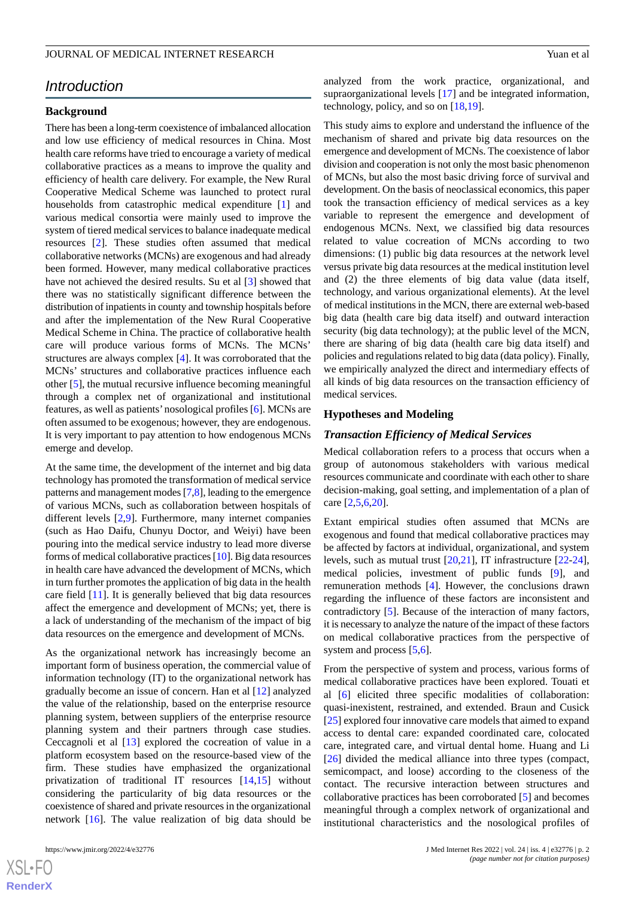## Introduction

### Background

There has been a long-term coexistence of imbalanced allocation and low use efficiency of medical resources in China. Most health care reforms have tried to encourage a variety of medical collaborative practices as a means to improve the quality and efficiency of health care delivery. For example, the New Rural Cooperative Medical Scheme was launched to protect rural households from catastrophic medical expenditure [1] and various medical consortia were mainly used to improve the system of tiered medical services to balance inadequate medical resources [2]. These studies often assumed that medical collaborative networks (MCNs) are exogenous and had already been formed. However, many medical collaborative practices have not achieved the desired results. Su et al [3] showed that there was no statistically significant difference between the distribution of inpatients in county and township hospitals before and after the implementation of the New Rural Cooperative Medical Scheme in China. The practice of collaborative health care will produce various forms of MCNs. The MCNs' structures are always complex [4]. It was corroborated that the MCNs' structures and collaborative practices influence each other [5], the mutual recursive influence becoming meaningful through a complex net of organizational and institutional features, as well as patients' nosological profiles [6]. MCNs are often assumed to be exogenous; however, they are endogenous. It is very important to pay attention to how endogenous MCNs emerge and develop.

At the same time, the development of the internet and big data technology has promoted the transformation of medical service patterns and management modes [7,8], leading to the emergence of various MCNs, such as collaboration between hospitals of different levels [2,9]. Furthermore, many internet companies (such as Hao Daifu, Chunyu Doctor, and Weiyi) have been pouring into the medical service industry to lead more diverse forms of medical collaborative practices [10]. Big data resources in health care have advanced the development of MCNs, which in turn further promotes the application of big data in the health care field [11]. It is generally believed that big data resources affect the emergence and development of MCNs; yet, there is a lack of understanding of the mechanism of the impact of big data resources on the emergence and development of MCNs.

As the organizational network has increasingly become an important form of business operation, the commercial value of information technology (IT) to the organizational network has gradually become an issue of concern. Han et al [12] analyzed the value of the relationship, based on the enterprise resource planning system, between suppliers of the enterprise resource planning system and their partners through case studies. Ceccagnoli et al [13] explored the cocreation of value in a platform ecosystem based on the resource-based view of the firm. These studies have emphasized the organizational privatization of traditional IT resources [14,15] without considering the particularity of big data resources or the coexistence of shared and private resources in the organizational network [16]. The value realization of big data should be analyzed from the work practice, organizational, and supraorganizational levels [17] and be integrated information, technology, policy, and so on [18,19].

This study aims to explore and understand the influence of the mechanism of shared and private big data resources on the emergence and development of MCNs. The coexistence of labor division and cooperation is not only the most basic phenomenon of MCNs, but also the most basic driving force of survival and development. On the basis of neoclassical economics, this paper took the transaction efficiency of medical services as a key variable to represent the emergence and development of endogenous MCNs. Next, we classified big data resources related to value cocreation of MCNs according to two dimensions: (1) public big data resources at the network level versus private big data resources at the medical institution level and (2) the three elements of big data value (data itself, technology, and various organizational elements). At the level of medical institutions in the MCN, there are external web-based big data (health care big data itself) and outward interaction security (big data technology); at the public level of the MCN, there are sharing of big data (health care big data itself) and policies and regulations related to big data (data policy). Finally, we empirically analyzed the direct and intermediary effects of all kinds of big data resources on the transaction efficiency of medical services.

### Hypotheses and Modeling

#### *Transaction Efficiency of Medical Services*

Medical collaboration refers to a process that occurs when a group of autonomous stakeholders with various medical resources communicate and coordinate with each other to share decision-making, goal setting, and implementation of a plan of care [2,5,6,20].

Extant empirical studies often assumed that MCNs are exogenous and found that medical collaborative practices may be affected by factors at individual, organizational, and system levels, such as mutual trust [20,21], IT infrastructure [22-24], medical policies, investment of public funds [9], and remuneration methods [4]. However, the conclusions drawn regarding the influence of these factors are inconsistent and contradictory [5]. Because of the interaction of many factors, it is necessary to analyze the nature of the impact of these factors on medical collaborative practices from the perspective of system and process [5,6].

From the perspective of system and process, various forms of medical collaborative practices have been explored. Touati et al [6] elicited three specific modalities of collaboration: quasi-inexistent, restrained, and extended. Braun and Cusick [25] explored four innovative care models that aimed to expand access to dental care: expanded coordinated care, colocated care, integrated care, and virtual dental home. Huang and Li [26] divided the medical alliance into three types (compact, semicompact, and loose) according to the closeness of the contact. The recursive interaction between structures and collaborative practices has been corroborated [5] and becomes meaningful through a complex network of organizational and institutional characteristics and the nosological profiles of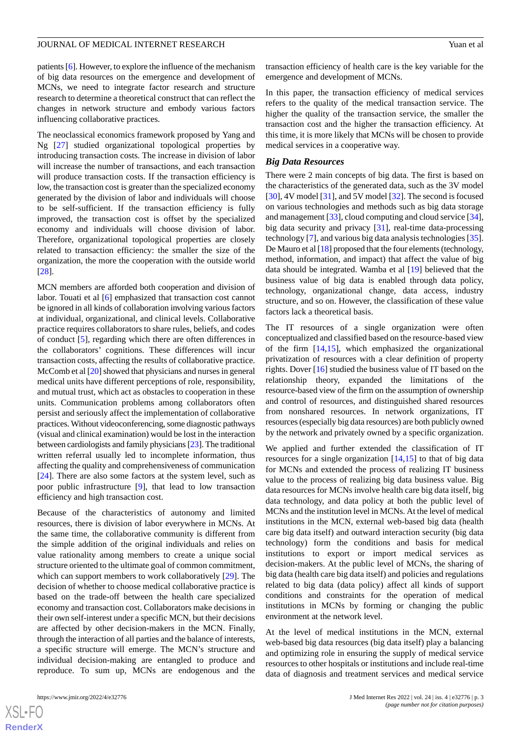patients [6]. However, to explore the influence of the mechanism of big data resources on the emergence and development of MCNs, we need to integrate factor research and structure research to determine a theoretical construct that can reflect the changes in network structure and embody various factors influencing collaborative practices.

The neoclassical economics framework proposed by Yang and Ng [27] studied organizational topological properties by introducing transaction costs. The increase in division of labor will increase the number of transactions, and each transaction will produce transaction costs. If the transaction efficiency is low, the transaction cost is greater than the specialized economy generated by the division of labor and individuals will choose to be self-sufficient. If the transaction efficiency is fully improved, the transaction cost is offset by the specialized economy and individuals will choose division of labor. Therefore, organizational topological properties are closely related to transaction efficiency: the smaller the size of the organization, the more the cooperation with the outside world [28].

MCN members are afforded both cooperation and division of labor. Touati et al [6] emphasized that transaction cost cannot be ignored in all kinds of collaboration involving various factors at individual, organizational, and clinical levels. Collaborative practice requires collaborators to share rules, beliefs, and codes of conduct [5], regarding which there are often differences in the collaborators' cognitions. These differences will incur transaction costs, affecting the results of collaborative practice. McComb et al [20] showed that physicians and nurses in general medical units have different perceptions of role, responsibility, and mutual trust, which act as obstacles to cooperation in these units. Communication problems among collaborators often persist and seriously affect the implementation of collaborative practices. Without videoconferencing, some diagnostic pathways (visual and clinical examination) would be lost in the interaction between cardiologists and family physicians [23]. The traditional written referral usually led to incomplete information, thus affecting the quality and comprehensiveness of communication [24]. There are also some factors at the system level, such as poor public infrastructure [9], that lead to low transaction efficiency and high transaction cost.

Because of the characteristics of autonomy and limited resources, there is division of labor everywhere in MCNs. At the same time, the collaborative community is different from the simple addition of the original individuals and relies on value rationality among members to create a unique social structure oriented to the ultimate goal of common commitment, which can support members to work collaboratively [29]. The decision of whether to choose medical collaborative practice is based on the trade-off between the health care specialized economy and transaction cost. Collaborators make decisions in their own self-interest under a specific MCN, but their decisions are affected by other decision-makers in the MCN. Finally, through the interaction of all parties and the balance of interests, a specific structure will emerge. The MCN's structure and individual decision-making are entangled to produce and reproduce. To sum up, MCNs are endogenous and the transaction efficiency of health care is the key variable for the emergence and development of MCNs.

In this paper, the transaction efficiency of medical services refers to the quality of the medical transaction service. The higher the quality of the transaction service, the smaller the transaction cost and the higher the transaction efficiency. At this time, it is more likely that MCNs will be chosen to provide medical services in a cooperative way.

### Big Data Resources

There were 2 main concepts of big data. The first is based on the characteristics of the generated data, such as the 3V model [30], 4V model [31], and 5V model [32]. The second is focused on various technologies and methods such as big data storage and management [33], cloud computing and cloud service [34], big data security and privacy [31], real-time data-processing technology [7], and various big data analysis technologies [35]. De Mauro et al [18] proposed that the four elements (technology, method, information, and impact) that affect the value of big data should be integrated. Wamba et al [19] believed that the business value of big data is enabled through data policy, technology, organizational change, data access, industry structure, and so on. However, the classification of these value factors lack a theoretical basis.

The IT resources of a single organization were often conceptualized and classified based on the resource-based view of the firm [14,15], which emphasized the organizational privatization of resources with a clear definition of property rights. Dover [16] studied the business value of IT based on the relationship theory, expanded the limitations of the resource-based view of the firm on the assumption of ownership and control of resources, and distinguished shared resources from nonshared resources. In network organizations, IT resources (especially big data resources) are both publicly owned by the network and privately owned by a specific organization.

We applied and further extended the classification of IT resources for a single organization [14,15] to that of big data for MCNs and extended the process of realizing IT business value to the process of realizing big data business value. Big data resources for MCNs involve health care big data itself, big data technology, and data policy at both the public level of MCNs and the institution level in MCNs. At the level of medical institutions in the MCN, external web-based big data (health care big data itself) and outward interaction security (big data technology) form the conditions and basis for medical institutions to export or import medical services as decision-makers. At the public level of MCNs, the sharing of big data (health care big data itself) and policies and regulations related to big data (data policy) affect all kinds of support conditions and constraints for the operation of medical institutions in MCNs by forming or changing the public environment at the network level.

At the level of medical institutions in the MCN, external web-based big data resources (big data itself) play a balancing and optimizing role in ensuring the supply of medical service resources to other hospitals or institutions and include real-time data of diagnosis and treatment services and medical service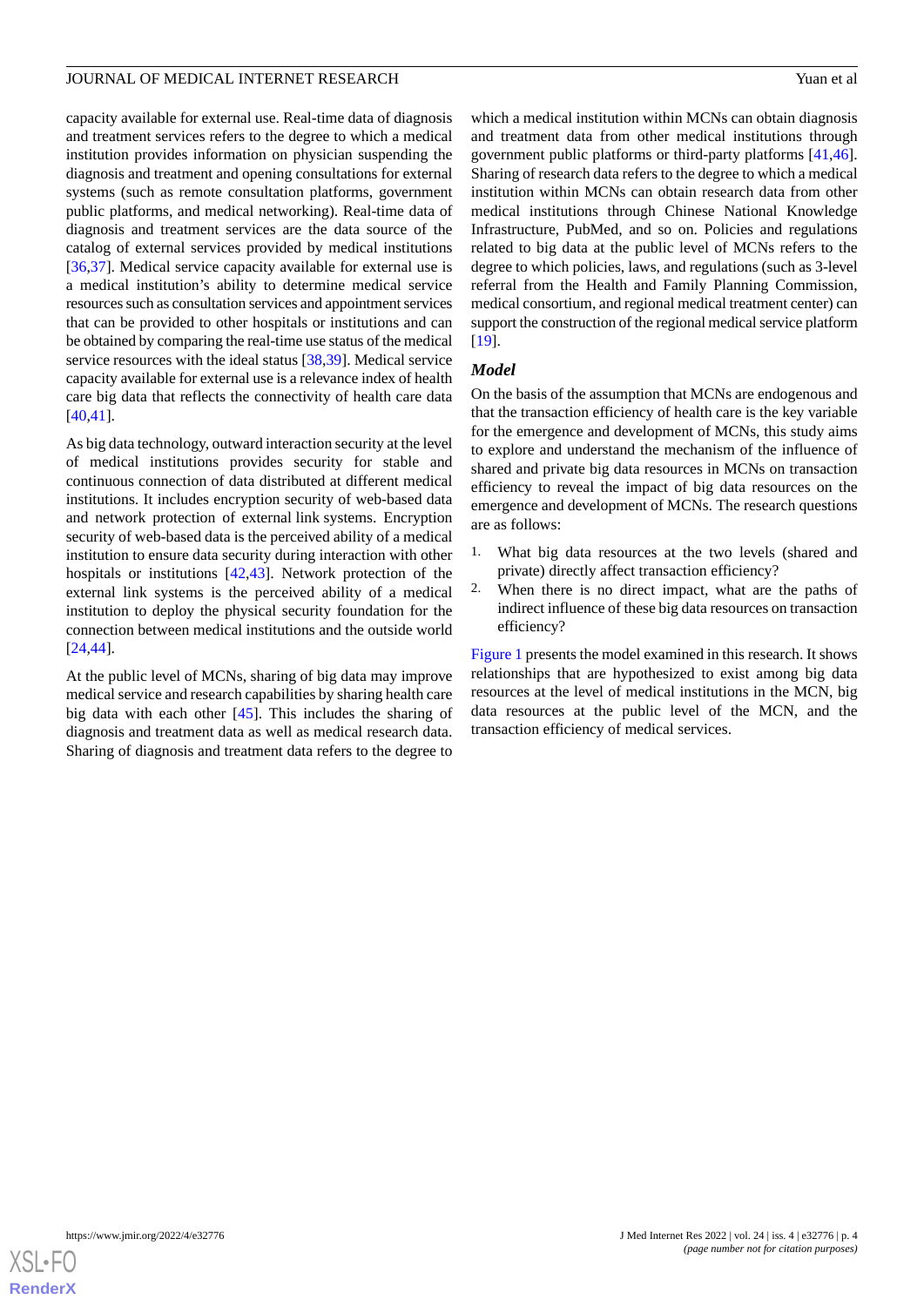capacity available for external use. Real-time data of diagnosis and treatment services refers to the degree to which a medical institution provides information on physician suspending the diagnosis and treatment and opening consultations for external systems (such as remote consultation platforms, government public platforms, and medical networking). Real-time data of diagnosis and treatment services are the data source of the catalog of external services provided by medical institutions [36,37]. Medical service capacity available for external use is a medical institution's ability to determine medical service resources such as consultation services and appointment services that can be provided to other hospitals or institutions and can be obtained by comparing the real-time use status of the medical service resources with the ideal status [38,39]. Medical service capacity available for external use is a relevance index of health care big data that reflects the connectivity of health care data [40,41].

As big data technology, outward interaction security at the level of medical institutions provides security for stable and continuous connection of data distributed at different medical institutions. It includes encryption security of web-based data and network protection of external link systems. Encryption security of web-based data is the perceived ability of a medical institution to ensure data security during interaction with other hospitals or institutions [42,43]. Network protection of the external link systems is the perceived ability of a medical institution to deploy the physical security foundation for the connection between medical institutions and the outside world [24,44].

At the public level of MCNs, sharing of big data may improve medical service and research capabilities by sharing health care big data with each other [45]. This includes the sharing of diagnosis and treatment data as well as medical research data. Sharing of diagnosis and treatment data refers to the degree to which a medical institution within MCNs can obtain diagnosis and treatment data from other medical institutions through government public platforms or third-party platforms [41,46]. Sharing of research data refers to the degree to which a medical institution within MCNs can obtain research data from other medical institutions through Chinese National Knowledge Infrastructure, PubMed, and so on. Policies and regulations related to big data at the public level of MCNs refers to the degree to which policies, laws, and regulations (such as 3-level referral from the Health and Family Planning Commission, medical consortium, and regional medical treatment center) can support the construction of the regional medical service platform [19].

### *Model*

On the basis of the assumption that MCNs are endogenous and that the transaction efficiency of health care is the key variable for the emergence and development of MCNs, this study aims to explore and understand the mechanism of the influence of shared and private big data resources in MCNs on transaction efficiency to reveal the impact of big data resources on the emergence and development of MCNs. The research questions are as follows:

1. What big data resources at the two levels (shared and private) directly affect transaction efficiency?
2. When there is no direct impact, what are the paths of indirect influence of these big data resources on transaction efficiency?

Figure 1 presents the model examined in this research. It shows relationships that are hypothesized to exist among big data resources at the level of medical institutions in the MCN, big data resources at the public level of the MCN, and the transaction efficiency of medical services.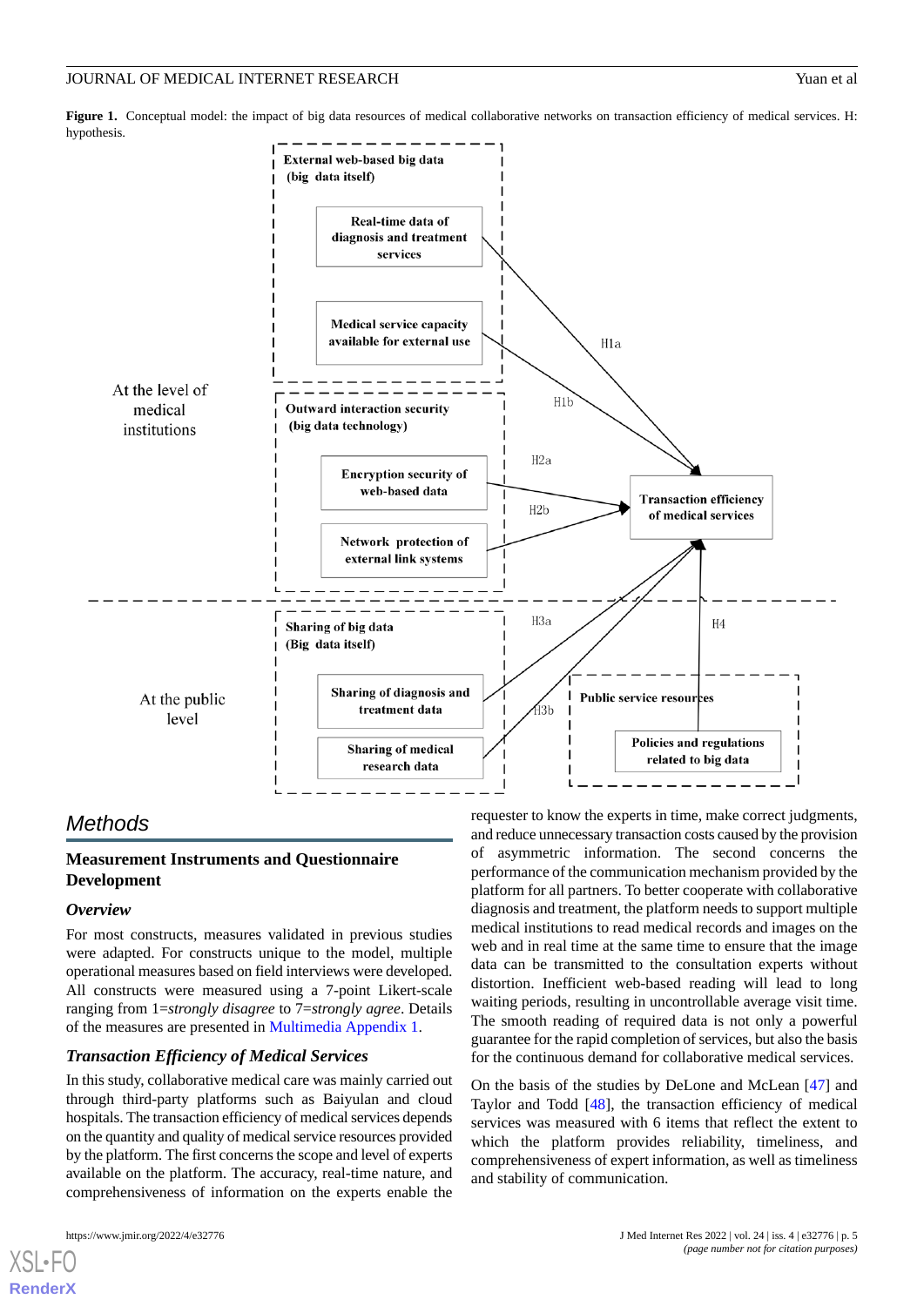**Figure 1.** Conceptual model: the impact of big data resources of medical collaborative networks on transaction efficiency of medical services. H: hypothesis.

At the level of medical institutions

External web-based big data (big data itself)

Real-time data of diagnosis and treatment services

Medical service capacity available for external use

Outward interaction security (big data technology)

Encryption security of web-based data

Network protection of external link systems

At the public level

Sharing of big data (Big data itself)

Sharing of diagnosis and treatment data

Sharing of medical research data

Public service resources

Policies and regulations related to big data

Transaction efficiency of medical services

H1a, H1b, H2a, H2b, H3a, H3b, H4

## Methods

### Measurement Instruments and Questionnaire Development

#### Overview

For most constructs, measures validated in previous studies were adapted. For constructs unique to the model, multiple operational measures based on field interviews were developed. All constructs were measured using a 7-point Likert-scale ranging from 1=*strongly disagree* to 7=*strongly agree*. Details of the measures are presented in Multimedia Appendix 1.

#### Transaction Efficiency of Medical Services

In this study, collaborative medical care was mainly carried out through third-party platforms such as Baiyulan and cloud hospitals. The transaction efficiency of medical services depends on the quantity and quality of medical service resources provided by the platform. The first concerns the scope and level of experts available on the platform. The accuracy, real-time nature, and comprehensiveness of information on the experts enable the requester to know the experts in time, make correct judgments, and reduce unnecessary transaction costs caused by the provision of asymmetric information. The second concerns the performance of the communication mechanism provided by the platform for all partners. To better cooperate with collaborative diagnosis and treatment, the platform needs to support multiple medical institutions to read medical records and images on the web and in real time at the same time to ensure that the image data can be transmitted to the consultation experts without distortion. Inefficient web-based reading will lead to long waiting periods, resulting in uncontrollable average visit time. The smooth reading of required data is not only a powerful guarantee for the rapid completion of services, but also the basis for the continuous demand for collaborative medical services.

On the basis of the studies by DeLone and McLean [47] and Taylor and Todd [48], the transaction efficiency of medical services was measured with 6 items that reflect the extent to which the platform provides reliability, timeliness, and comprehensiveness of expert information, as well as timeliness and stability of communication.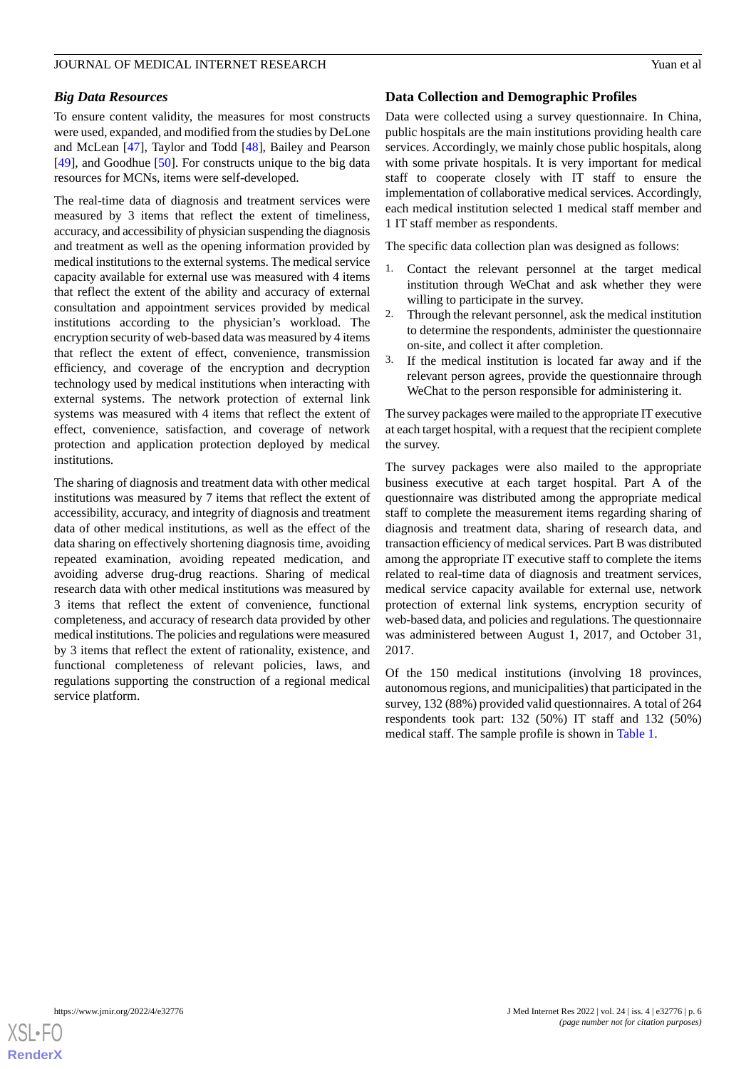### *Big Data Resources*

To ensure content validity, the measures for most constructs were used, expanded, and modified from the studies by DeLone and McLean [47], Taylor and Todd [48], Bailey and Pearson [49], and Goodhue [50]. For constructs unique to the big data resources for MCNs, items were self-developed.

The real-time data of diagnosis and treatment services were measured by 3 items that reflect the extent of timeliness, accuracy, and accessibility of physician suspending the diagnosis and treatment as well as the opening information provided by medical institutions to the external systems. The medical service capacity available for external use was measured with 4 items that reflect the extent of the ability and accuracy of external consultation and appointment services provided by medical institutions according to the physician's workload. The encryption security of web-based data was measured by 4 items that reflect the extent of effect, convenience, transmission efficiency, and coverage of the encryption and decryption technology used by medical institutions when interacting with external systems. The network protection of external link systems was measured with 4 items that reflect the extent of effect, convenience, satisfaction, and coverage of network protection and application protection deployed by medical institutions.

The sharing of diagnosis and treatment data with other medical institutions was measured by 7 items that reflect the extent of accessibility, accuracy, and integrity of diagnosis and treatment data of other medical institutions, as well as the effect of the data sharing on effectively shortening diagnosis time, avoiding repeated examination, avoiding repeated medication, and avoiding adverse drug-drug reactions. Sharing of medical research data with other medical institutions was measured by 3 items that reflect the extent of convenience, functional completeness, and accuracy of research data provided by other medical institutions. The policies and regulations were measured by 3 items that reflect the extent of rationality, existence, and functional completeness of relevant policies, laws, and regulations supporting the construction of a regional medical service platform.

## Data Collection and Demographic Profiles

Data were collected using a survey questionnaire. In China, public hospitals are the main institutions providing health care services. Accordingly, we mainly chose public hospitals, along with some private hospitals. It is very important for medical staff to cooperate closely with IT staff to ensure the implementation of collaborative medical services. Accordingly, each medical institution selected 1 medical staff member and 1 IT staff member as respondents.

The specific data collection plan was designed as follows:

1. Contact the relevant personnel at the target medical institution through WeChat and ask whether they were willing to participate in the survey.
2. Through the relevant personnel, ask the medical institution to determine the respondents, administer the questionnaire on-site, and collect it after completion.
3. If the medical institution is located far away and if the relevant person agrees, provide the questionnaire through WeChat to the person responsible for administering it.

The survey packages were mailed to the appropriate IT executive at each target hospital, with a request that the recipient complete the survey.

The survey packages were also mailed to the appropriate business executive at each target hospital. Part A of the questionnaire was distributed among the appropriate medical staff to complete the measurement items regarding sharing of diagnosis and treatment data, sharing of research data, and transaction efficiency of medical services. Part B was distributed among the appropriate IT executive staff to complete the items related to real-time data of diagnosis and treatment services, medical service capacity available for external use, network protection of external link systems, encryption security of web-based data, and policies and regulations. The questionnaire was administered between August 1, 2017, and October 31, 2017.

Of the 150 medical institutions (involving 18 provinces, autonomous regions, and municipalities) that participated in the survey, 132 (88%) provided valid questionnaires. A total of 264 respondents took part: 132 (50%) IT staff and 132 (50%) medical staff. The sample profile is shown in Table 1.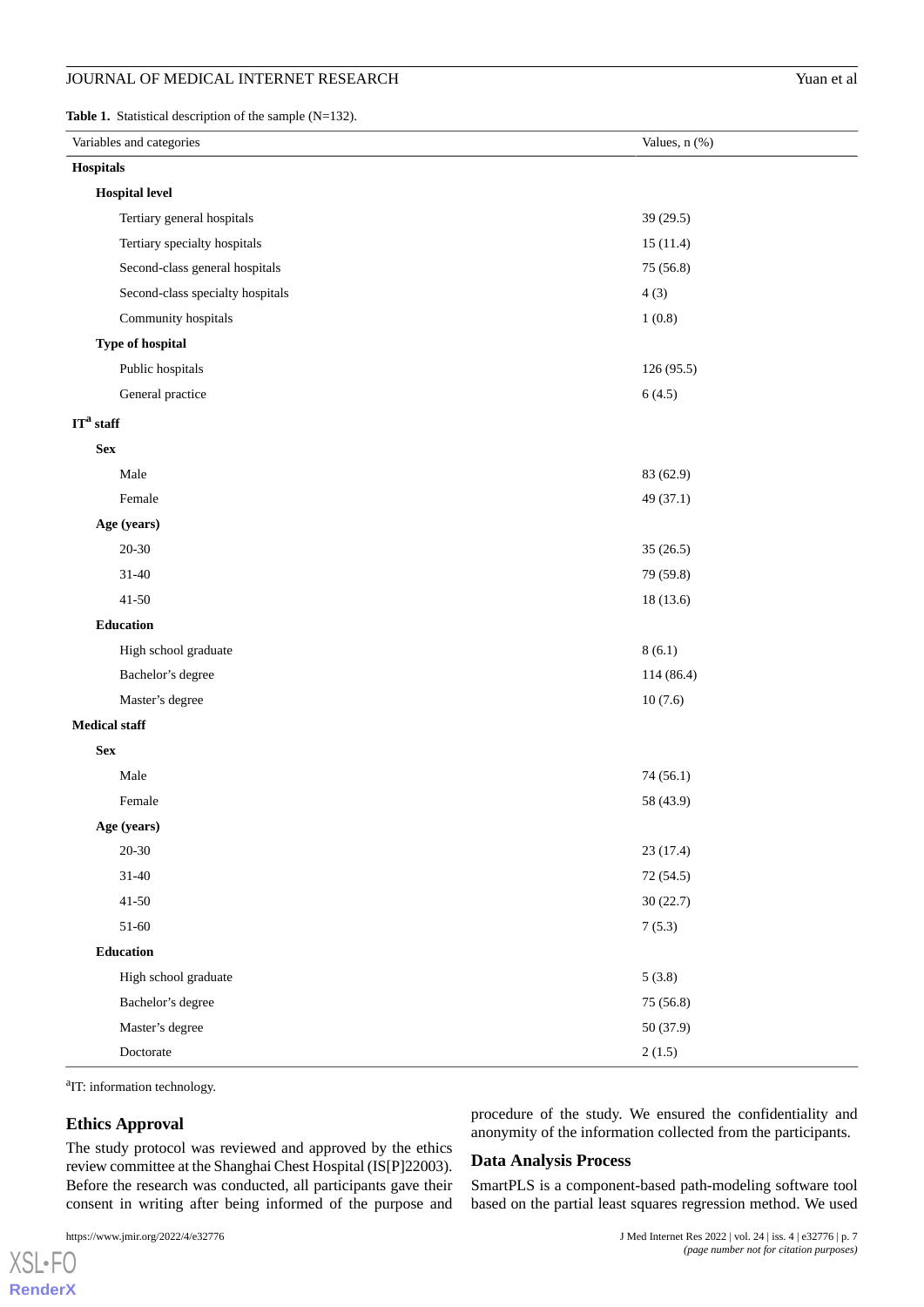**Table 1.** Statistical description of the sample (N=132).

| Variables and categories | Values, n (%) |
|---|---|
| **Hospitals** | |
| **Hospital level** | |
| Tertiary general hospitals | 39 (29.5) |
| Tertiary specialty hospitals | 15 (11.4) |
| Second-class general hospitals | 75 (56.8) |
| Second-class specialty hospitals | 4 (3) |
| Community hospitals | 1 (0.8) |
| **Type of hospital** | |
| Public hospitals | 126 (95.5) |
| General practice | 6 (4.5) |
| **IT[a] staff** | |
| **Sex** | |
| Male | 83 (62.9) |
| Female | 49 (37.1) |
| **Age (years)** | |
| 20-30 | 35 (26.5) |
| 31-40 | 79 (59.8) |
| 41-50 | 18 (13.6) |
| **Education** | |
| High school graduate | 8 (6.1) |
| Bachelor's degree | 114 (86.4) |
| Master's degree | 10 (7.6) |
| **Medical staff** | |
| **Sex** | |
| Male | 74 (56.1) |
| Female | 58 (43.9) |
| **Age (years)** | |
| 20-30 | 23 (17.4) |
| 31-40 | 72 (54.5) |
| 41-50 | 30 (22.7) |
| 51-60 | 7 (5.3) |
| **Education** | |
| High school graduate | 5 (3.8) |
| Bachelor's degree | 75 (56.8) |
| Master's degree | 50 (37.9) |
| Doctorate | 2 (1.5) |

[a]IT: information technology.

## Ethics Approval

The study protocol was reviewed and approved by the ethics review committee at the Shanghai Chest Hospital (IS[P]22003). Before the research was conducted, all participants gave their consent in writing after being informed of the purpose and procedure of the study. We ensured the confidentiality and anonymity of the information collected from the participants.

## Data Analysis Process

SmartPLS is a component-based path-modeling software tool based on the partial least squares regression method. We used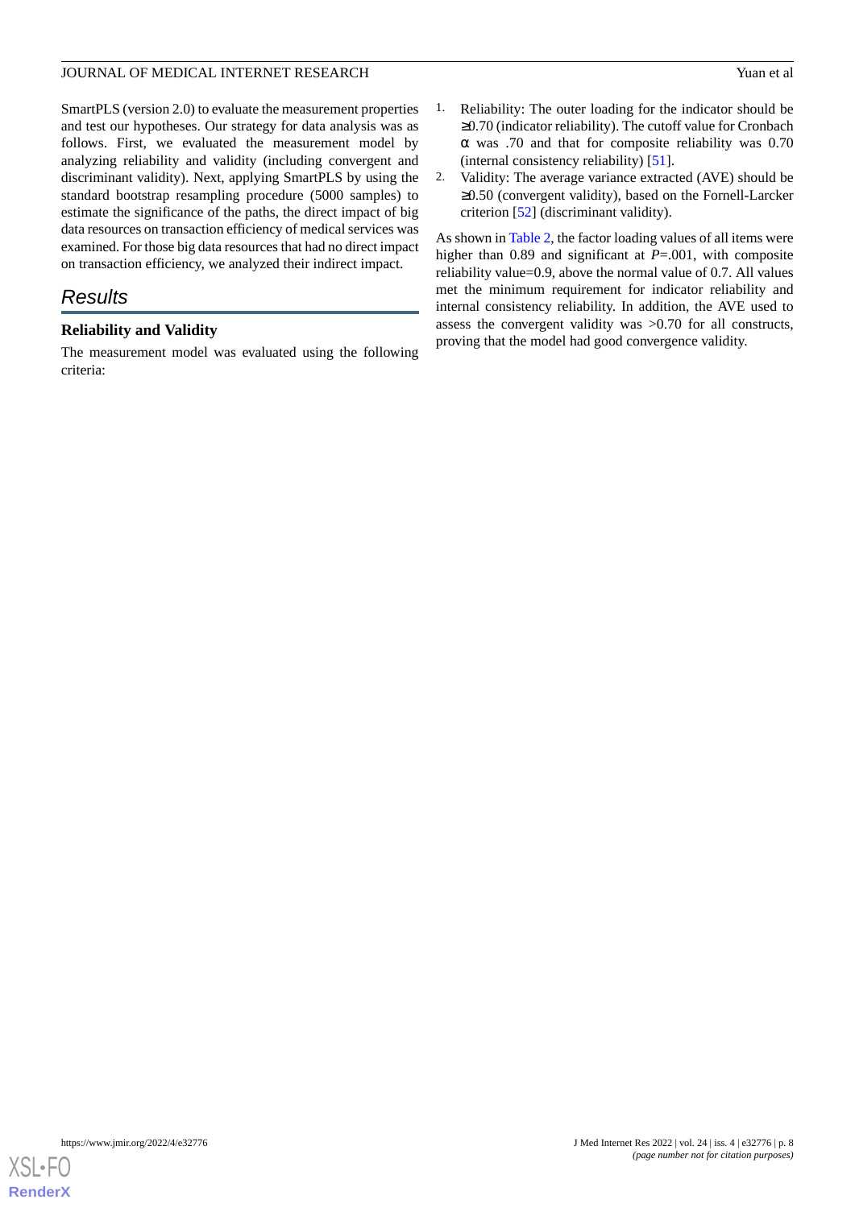SmartPLS (version 2.0) to evaluate the measurement properties and test our hypotheses. Our strategy for data analysis was as follows. First, we evaluated the measurement model by analyzing reliability and validity (including convergent and discriminant validity). Next, applying SmartPLS by using the standard bootstrap resampling procedure (5000 samples) to estimate the significance of the paths, the direct impact of big data resources on transaction efficiency of medical services was examined. For those big data resources that had no direct impact on transaction efficiency, we analyzed their indirect impact.

## Results

### Reliability and Validity

The measurement model was evaluated using the following criteria:

1. Reliability: The outer loading for the indicator should be ≥0.70 (indicator reliability). The cutoff value for Cronbach α was .70 and that for composite reliability was 0.70 (internal consistency reliability) [51].
2. Validity: The average variance extracted (AVE) should be ≥0.50 (convergent validity), based on the Fornell-Larcker criterion [52] (discriminant validity).

As shown in Table 2, the factor loading values of all items were higher than 0.89 and significant at *P*=.001, with composite reliability value=0.9, above the normal value of 0.7. All values met the minimum requirement for indicator reliability and internal consistency reliability. In addition, the AVE used to assess the convergent validity was >0.70 for all constructs, proving that the model had good convergence validity.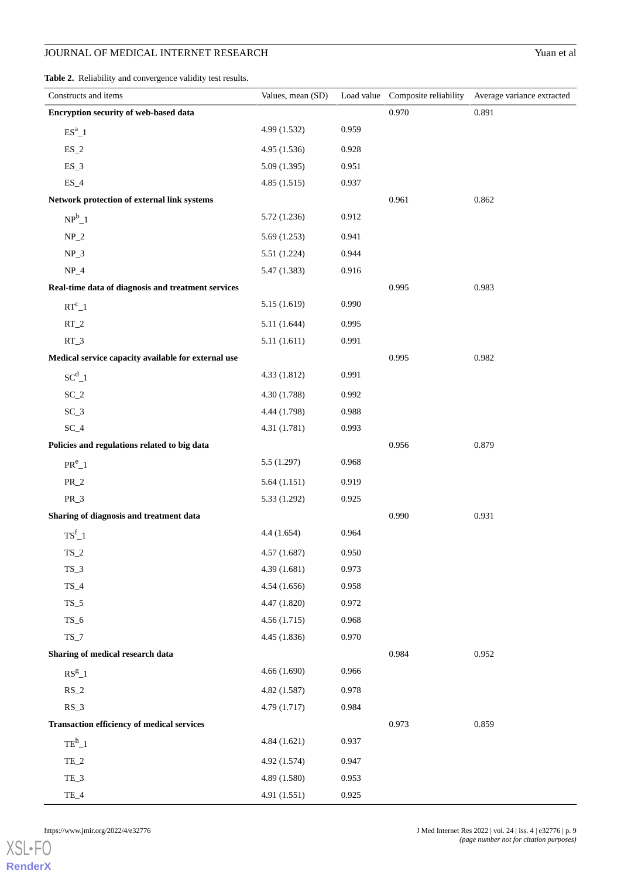**Table 2.** Reliability and convergence validity test results.

| Constructs and items | Values, mean (SD) | Load value | Composite reliability | Average variance extracted |
|---|---|---|---|---|
| **Encryption security of web-based data** | | | 0.970 | 0.891 |
| ES[a]_1 | 4.99 (1.532) | 0.959 | | |
| ES_2 | 4.95 (1.536) | 0.928 | | |
| ES_3 | 5.09 (1.395) | 0.951 | | |
| ES_4 | 4.85 (1.515) | 0.937 | | |
| **Network protection of external link systems** | | | 0.961 | 0.862 |
| NP[b]_1 | 5.72 (1.236) | 0.912 | | |
| NP_2 | 5.69 (1.253) | 0.941 | | |
| NP_3 | 5.51 (1.224) | 0.944 | | |
| NP_4 | 5.47 (1.383) | 0.916 | | |
| **Real-time data of diagnosis and treatment services** | | | 0.995 | 0.983 |
| RT[c]_1 | 5.15 (1.619) | 0.990 | | |
| RT_2 | 5.11 (1.644) | 0.995 | | |
| RT_3 | 5.11 (1.611) | 0.991 | | |
| **Medical service capacity available for external use** | | | 0.995 | 0.982 |
| SC[d]_1 | 4.33 (1.812) | 0.991 | | |
| SC_2 | 4.30 (1.788) | 0.992 | | |
| SC_3 | 4.44 (1.798) | 0.988 | | |
| SC_4 | 4.31 (1.781) | 0.993 | | |
| **Policies and regulations related to big data** | | | 0.956 | 0.879 |
| PR[e]_1 | 5.5 (1.297) | 0.968 | | |
| PR_2 | 5.64 (1.151) | 0.919 | | |
| PR_3 | 5.33 (1.292) | 0.925 | | |
| **Sharing of diagnosis and treatment data** | | | 0.990 | 0.931 |
| TS[f]_1 | 4.4 (1.654) | 0.964 | | |
| TS_2 | 4.57 (1.687) | 0.950 | | |
| TS_3 | 4.39 (1.681) | 0.973 | | |
| TS_4 | 4.54 (1.656) | 0.958 | | |
| TS_5 | 4.47 (1.820) | 0.972 | | |
| TS_6 | 4.56 (1.715) | 0.968 | | |
| TS_7 | 4.45 (1.836) | 0.970 | | |
| **Sharing of medical research data** | | | 0.984 | 0.952 |
| RS[g]_1 | 4.66 (1.690) | 0.966 | | |
| RS_2 | 4.82 (1.587) | 0.978 | | |
| RS_3 | 4.79 (1.717) | 0.984 | | |
| **Transaction efficiency of medical services** | | | 0.973 | 0.859 |
| TE[h]_1 | 4.84 (1.621) | 0.937 | | |
| TE_2 | 4.92 (1.574) | 0.947 | | |
| TE_3 | 4.89 (1.580) | 0.953 | | |
| TE_4 | 4.91 (1.551) | 0.925 | | |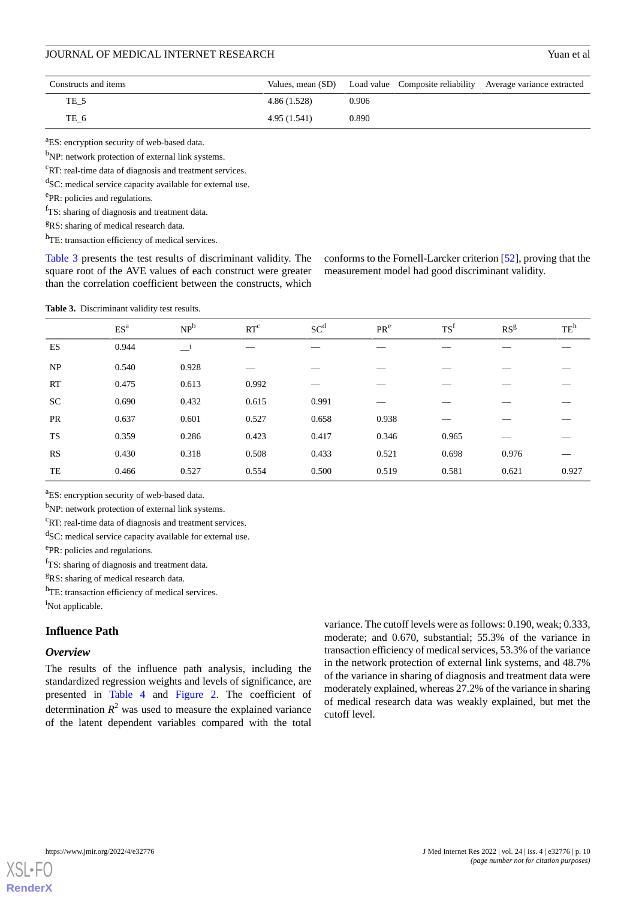| Constructs and items | Values, mean (SD) | Load value | Composite reliability | Average variance extracted |
|---|---|---|---|---|
| TE_5 | 4.86 (1.528) | 0.906 | | |
| TE_6 | 4.95 (1.541) | 0.890 | | |

[a]ES: encryption security of web-based data.

[b]NP: network protection of external link systems.

[c]RT: real-time data of diagnosis and treatment services.

[d]SC: medical service capacity available for external use.

[e]PR: policies and regulations.

[f]TS: sharing of diagnosis and treatment data.

[g]RS: sharing of medical research data.

[h]TE: transaction efficiency of medical services.

Table 3 presents the test results of discriminant validity. The square root of the AVE values of each construct were greater than the correlation coefficient between the constructs, which conforms to the Fornell-Larcker criterion [52], proving that the measurement model had good discriminant validity.

**Table 3.** Discriminant validity test results.

| | ES[a] | NP[b] | RT[c] | SC[d] | PR[e] | TS[f] | RS[g] | TE[h] |
|---|---|---|---|---|---|---|---|---|
| ES | 0.944 | —[i] | — | — | — | — | — | — |
| NP | 0.540 | 0.928 | — | — | — | — | — | — |
| RT | 0.475 | 0.613 | 0.992 | — | — | — | — | — |
| SC | 0.690 | 0.432 | 0.615 | 0.991 | — | — | — | — |
| PR | 0.637 | 0.601 | 0.527 | 0.658 | 0.938 | — | — | — |
| TS | 0.359 | 0.286 | 0.423 | 0.417 | 0.346 | 0.965 | — | — |
| RS | 0.430 | 0.318 | 0.508 | 0.433 | 0.521 | 0.698 | 0.976 | — |
| TE | 0.466 | 0.527 | 0.554 | 0.500 | 0.519 | 0.581 | 0.621 | 0.927 |

[a]ES: encryption security of web-based data.

[b]NP: network protection of external link systems.

[c]RT: real-time data of diagnosis and treatment services.

[d]SC: medical service capacity available for external use.

[e]PR: policies and regulations.

[f]TS: sharing of diagnosis and treatment data.

[g]RS: sharing of medical research data.

[h]TE: transaction efficiency of medical services.

[i]Not applicable.

## Influence Path

### *Overview*

The results of the influence path analysis, including the standardized regression weights and levels of significance, are presented in Table 4 and Figure 2. The coefficient of determination $R^2$ was used to measure the explained variance of the latent dependent variables compared with the total variance. The cutoff levels were as follows: 0.190, weak; 0.333, moderate; and 0.670, substantial; 55.3% of the variance in transaction efficiency of medical services, 53.3% of the variance in the network protection of external link systems, and 48.7% of the variance in sharing of diagnosis and treatment data were moderately explained, whereas 27.2% of the variance in sharing of medical research data was weakly explained, but met the cutoff level.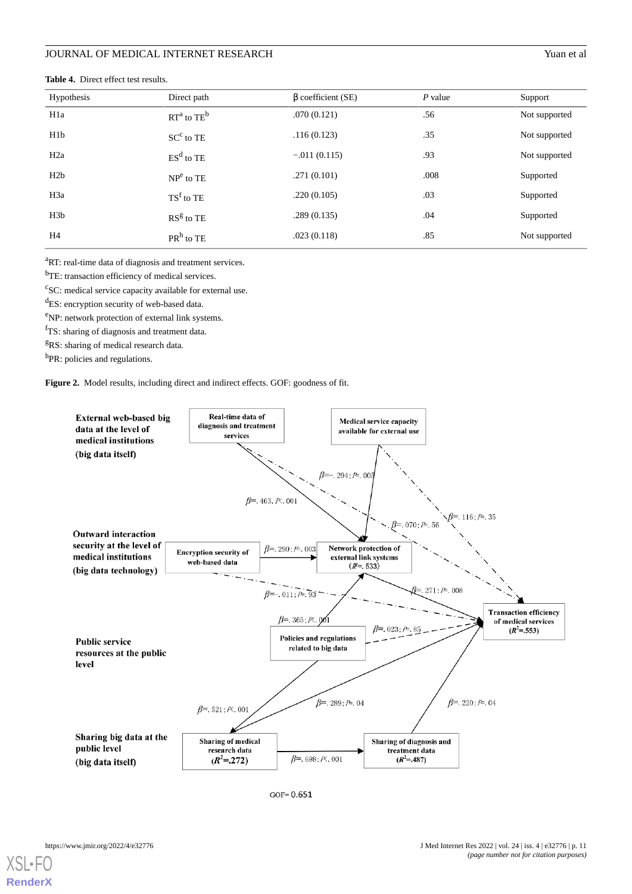**Table 4.** Direct effect test results.

| Hypothesis | Direct path | β coefficient (SE) | *P* value | Support |
|---|---|---|---|---|
| H1a | RT[a] to TE[b] | .070 (0.121) | .56 | Not supported |
| H1b | SC[c] to TE | .116 (0.123) | .35 | Not supported |
| H2a | ES[d] to TE | −.011 (0.115) | .93 | Not supported |
| H2b | NP[e] to TE | .271 (0.101) | .008 | Supported |
| H3a | TS[f] to TE | .220 (0.105) | .03 | Supported |
| H3b | RS[g] to TE | .289 (0.135) | .04 | Supported |
| H4 | PR[h] to TE | .023 (0.118) | .85 | Not supported |

[a]RT: real-time data of diagnosis and treatment services.

[b]TE: transaction efficiency of medical services.

[c]SC: medical service capacity available for external use.

[d]ES: encryption security of web-based data.

[e]NP: network protection of external link systems.

[f]TS: sharing of diagnosis and treatment data.

[g]RS: sharing of medical research data.

[h]PR: policies and regulations.

**Figure 2.** Model results, including direct and indirect effects. GOF: goodness of fit.

External web-based big data at the level of medical institutions (big data itself)

Real-time data of diagnosis and treatment services

Medical service capacity available for external use

Outward interaction security at the level of medical institutions (big data technology)

Encryption security of web-based data

Network protection of external link systems ($R^2$=.533)

Public service resources at the public level

Policies and regulations related to big data

Transaction efficiency of medical services ($R^2$=.553)

Sharing big data at the public level (big data itself)

Sharing of medical research data ($R^2$=.272)

Sharing of diagnosis and treatment data ($R^2$=.487)

$\beta$=−.294; *P*=.003

$\beta$=.463, *P*<.001

$\beta$=.070; *P*=.56

$\beta$=.116; *P*=.35

$\beta$=.290; *P*=.003

$\beta$=.271; *P*=.008

$\beta$=−.011; *P*=.93

$\beta$=.365; *P*<.001

$\beta$=.023; *P*=.85

$\beta$=.521; *P*<.001

$\beta$=.289; *P*=.04

$\beta$=.220; *P*=.04

$\beta$=.698; *P*<.001

GOF=0.651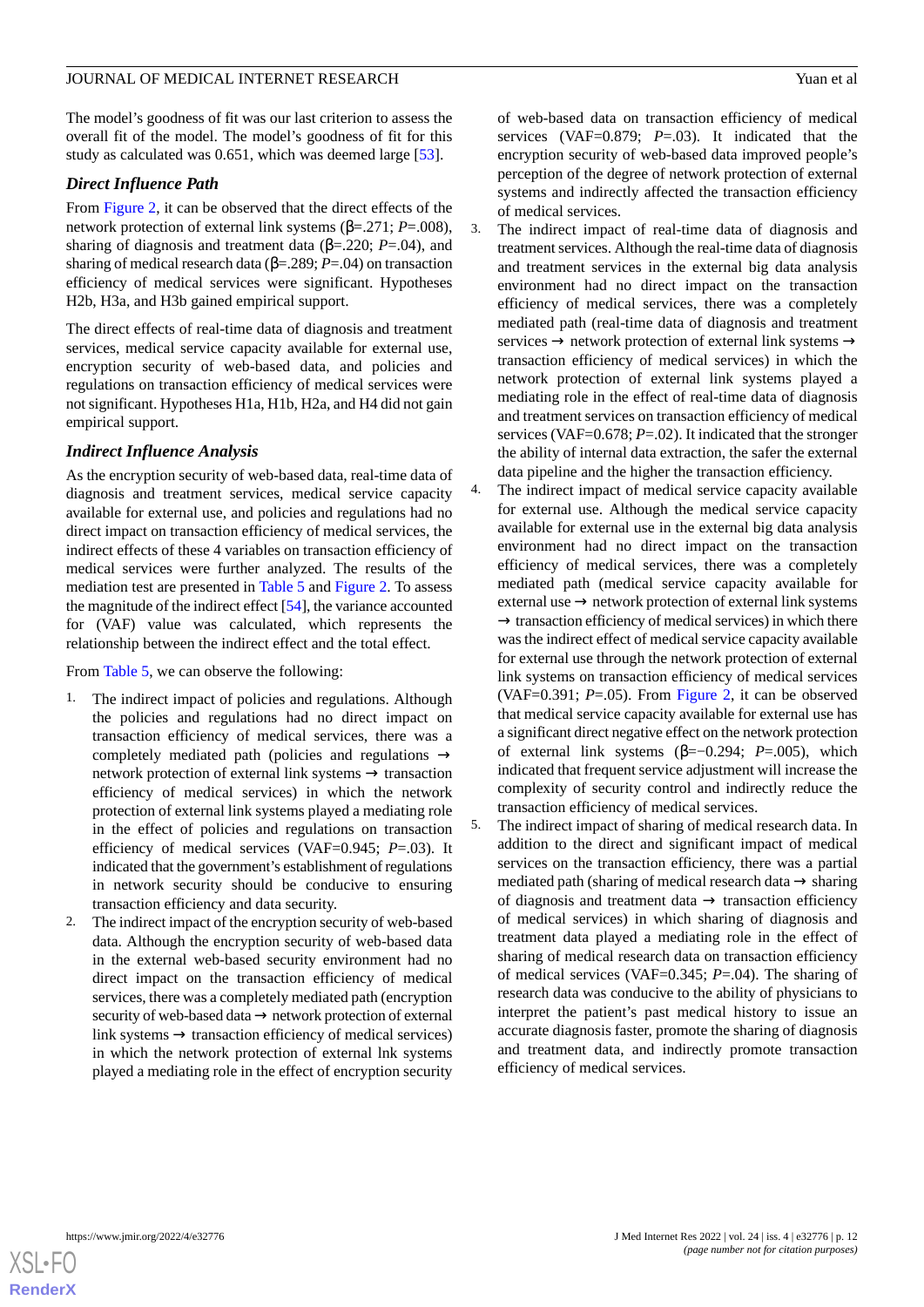The model's goodness of fit was our last criterion to assess the overall fit of the model. The model's goodness of fit for this study as calculated was 0.651, which was deemed large [53].

### Direct Influence Path

From Figure 2, it can be observed that the direct effects of the network protection of external link systems (β=.271; *P*=.008), sharing of diagnosis and treatment data (β=.220; *P*=.04), and sharing of medical research data (β=.289; *P*=.04) on transaction efficiency of medical services were significant. Hypotheses H2b, H3a, and H3b gained empirical support.

The direct effects of real-time data of diagnosis and treatment services, medical service capacity available for external use, encryption security of web-based data, and policies and regulations on transaction efficiency of medical services were not significant. Hypotheses H1a, H1b, H2a, and H4 did not gain empirical support.

### Indirect Influence Analysis

As the encryption security of web-based data, real-time data of diagnosis and treatment services, medical service capacity available for external use, and policies and regulations had no direct impact on transaction efficiency of medical services, the indirect effects of these 4 variables on transaction efficiency of medical services were further analyzed. The results of the mediation test are presented in Table 5 and Figure 2. To assess the magnitude of the indirect effect [54], the variance accounted for (VAF) value was calculated, which represents the relationship between the indirect effect and the total effect.

From Table 5, we can observe the following:

1. The indirect impact of policies and regulations. Although the policies and regulations had no direct impact on transaction efficiency of medical services, there was a completely mediated path (policies and regulations → network protection of external link systems → transaction efficiency of medical services) in which the network protection of external link systems played a mediating role in the effect of policies and regulations on transaction efficiency of medical services (VAF=0.945; *P*=.03). It indicated that the government's establishment of regulations in network security should be conducive to ensuring transaction efficiency and data security.
2. The indirect impact of the encryption security of web-based data. Although the encryption security of web-based data in the external web-based security environment had no direct impact on the transaction efficiency of medical services, there was a completely mediated path (encryption security of web-based data → network protection of external link systems → transaction efficiency of medical services) in which the network protection of external lnk systems played a mediating role in the effect of encryption security of web-based data on transaction efficiency of medical services (VAF=0.879; *P*=.03). It indicated that the encryption security of web-based data improved people's perception of the degree of network protection of external systems and indirectly affected the transaction efficiency of medical services.
3. The indirect impact of real-time data of diagnosis and treatment services. Although the real-time data of diagnosis and treatment services in the external big data analysis environment had no direct impact on the transaction efficiency of medical services, there was a completely mediated path (real-time data of diagnosis and treatment services → network protection of external link systems → transaction efficiency of medical services) in which the network protection of external link systems played a mediating role in the effect of real-time data of diagnosis and treatment services on transaction efficiency of medical services (VAF=0.678; *P*=.02). It indicated that the stronger the ability of internal data extraction, the safer the external data pipeline and the higher the transaction efficiency.
4. The indirect impact of medical service capacity available for external use. Although the medical service capacity available for external use in the external big data analysis environment had no direct impact on the transaction efficiency of medical services, there was a completely mediated path (medical service capacity available for external use → network protection of external link systems → transaction efficiency of medical services) in which there was the indirect effect of medical service capacity available for external use through the network protection of external link systems on transaction efficiency of medical services (VAF=0.391; *P*=.05). From Figure 2, it can be observed that medical service capacity available for external use has a significant direct negative effect on the network protection of external link systems (β=−0.294; *P*=.005), which indicated that frequent service adjustment will increase the complexity of security control and indirectly reduce the transaction efficiency of medical services.
5. The indirect impact of sharing of medical research data. In addition to the direct and significant impact of medical services on the transaction efficiency, there was a partial mediated path (sharing of medical research data → sharing of diagnosis and treatment data → transaction efficiency of medical services) in which sharing of diagnosis and treatment data played a mediating role in the effect of sharing of medical research data on transaction efficiency of medical services (VAF=0.345; *P*=.04). The sharing of research data was conducive to the ability of physicians to interpret the patient's past medical history to issue an accurate diagnosis faster, promote the sharing of diagnosis and treatment data, and indirectly promote transaction efficiency of medical services.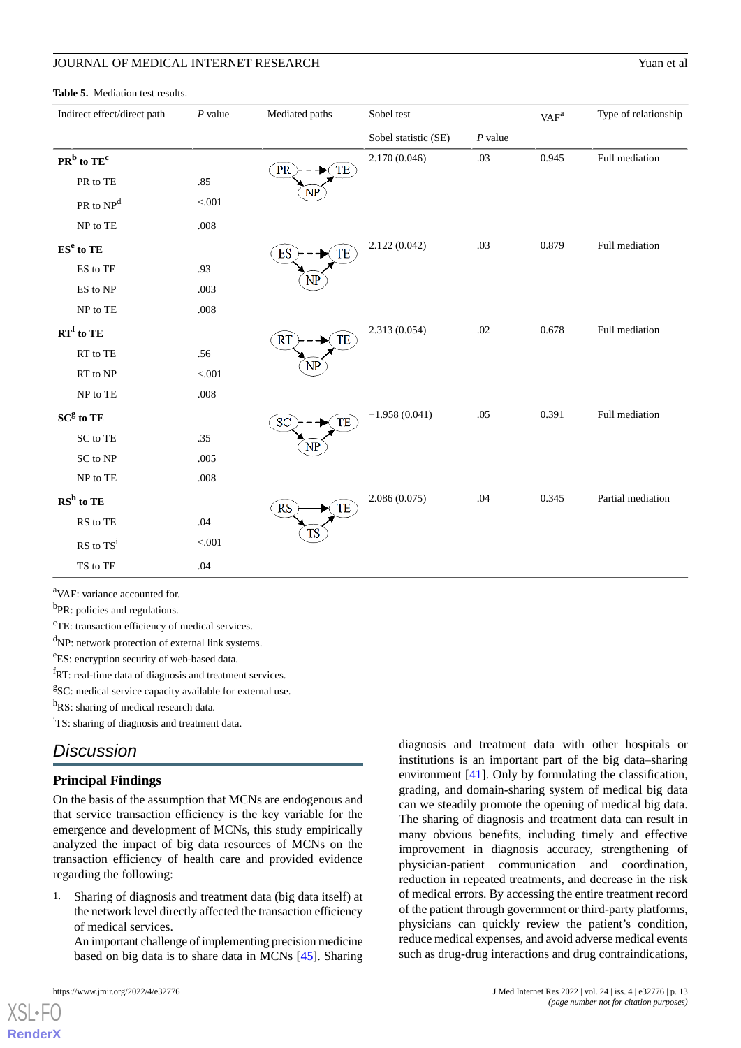**Table 5.** Mediation test results.

| Indirect effect/direct path | *P* value | Mediated paths | Sobel test | | VAF[a] | Type of relationship |
|---|---|---|---|---|---|---|
| | | | Sobel statistic (SE) | *P* value | | |
| **PR[b] to TE[c]** | | PR - - → TE; PR → NP → TE | 2.170 (0.046) | .03 | 0.945 | Full mediation |
| PR to TE | .85 | | | | | |
| PR to NP[d] | <.001 | | | | | |
| NP to TE | .008 | | | | | |
| **ES[e] to TE** | | ES - - → TE; ES → NP → TE | 2.122 (0.042) | .03 | 0.879 | Full mediation |
| ES to TE | .93 | | | | | |
| ES to NP | .003 | | | | | |
| NP to TE | .008 | | | | | |
| **RT[f] to TE** | | RT - - → TE; RT → NP → TE | 2.313 (0.054) | .02 | 0.678 | Full mediation |
| RT to TE | .56 | | | | | |
| RT to NP | <.001 | | | | | |
| NP to TE | .008 | | | | | |
| **SC[g] to TE** | | SC - - → TE; SC → NP → TE | −1.958 (0.041) | .05 | 0.391 | Full mediation |
| SC to TE | .35 | | | | | |
| SC to NP | .005 | | | | | |
| NP to TE | .008 | | | | | |
| **RS[h] to TE** | | RS → TE; RS → TS → TE | 2.086 (0.075) | .04 | 0.345 | Partial mediation |
| RS to TE | .04 | | | | | |
| RS to TS[i] | <.001 | | | | | |
| TS to TE | .04 | | | | | |

[a]VAF: variance accounted for.

[b]PR: policies and regulations.

[c]TE: transaction efficiency of medical services.

[d]NP: network protection of external link systems.

[e]ES: encryption security of web-based data.

[f]RT: real-time data of diagnosis and treatment services.

[g]SC: medical service capacity available for external use.

[h]RS: sharing of medical research data.

[i]TS: sharing of diagnosis and treatment data.

## Discussion

### Principal Findings

On the basis of the assumption that MCNs are endogenous and that service transaction efficiency is the key variable for the emergence and development of MCNs, this study empirically analyzed the impact of big data resources of MCNs on the transaction efficiency of health care and provided evidence regarding the following:

1. Sharing of diagnosis and treatment data (big data itself) at the network level directly affected the transaction efficiency of medical services.

   An important challenge of implementing precision medicine based on big data is to share data in MCNs [45]. Sharing diagnosis and treatment data with other hospitals or institutions is an important part of the big data–sharing environment [41]. Only by formulating the classification, grading, and domain-sharing system of medical big data can we steadily promote the opening of medical big data. The sharing of diagnosis and treatment data can result in many obvious benefits, including timely and effective improvement in diagnosis accuracy, strengthening of physician-patient communication and coordination, reduction in repeated treatments, and decrease in the risk of medical errors. By accessing the entire treatment record of the patient through government or third-party platforms, physicians can quickly review the patient's condition, reduce medical expenses, and avoid adverse medical events such as drug-drug interactions and drug contraindications,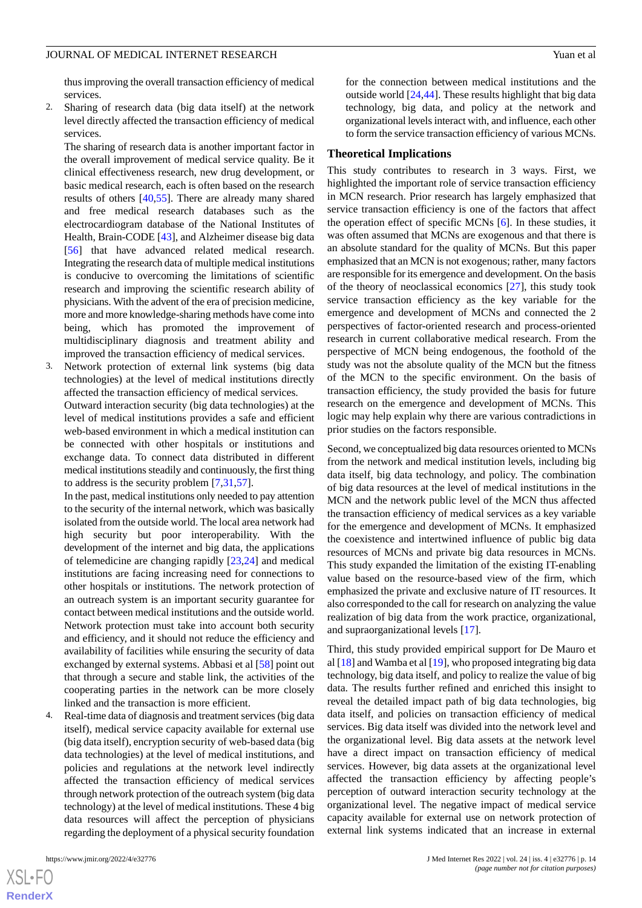thus improving the overall transaction efficiency of medical services.

2. Sharing of research data (big data itself) at the network level directly affected the transaction efficiency of medical services.

   The sharing of research data is another important factor in the overall improvement of medical service quality. Be it clinical effectiveness research, new drug development, or basic medical research, each is often based on the research results of others [40,55]. There are already many shared and free medical research databases such as the electrocardiogram database of the National Institutes of Health, Brain-CODE [43], and Alzheimer disease big data [56] that have advanced related medical research. Integrating the research data of multiple medical institutions is conducive to overcoming the limitations of scientific research and improving the scientific research ability of physicians. With the advent of the era of precision medicine, more and more knowledge-sharing methods have come into being, which has promoted the improvement of multidisciplinary diagnosis and treatment ability and improved the transaction efficiency of medical services.

3. Network protection of external link systems (big data technologies) at the level of medical institutions directly affected the transaction efficiency of medical services.

   Outward interaction security (big data technologies) at the level of medical institutions provides a safe and efficient web-based environment in which a medical institution can be connected with other hospitals or institutions and exchange data. To connect data distributed in different medical institutions steadily and continuously, the first thing to address is the security problem [7,31,57].

   In the past, medical institutions only needed to pay attention to the security of the internal network, which was basically isolated from the outside world. The local area network had high security but poor interoperability. With the development of the internet and big data, the applications of telemedicine are changing rapidly [23,24] and medical institutions are facing increasing need for connections to other hospitals or institutions. The network protection of an outreach system is an important security guarantee for contact between medical institutions and the outside world. Network protection must take into account both security and efficiency, and it should not reduce the efficiency and availability of facilities while ensuring the security of data exchanged by external systems. Abbasi et al [58] point out that through a secure and stable link, the activities of the cooperating parties in the network can be more closely linked and the transaction is more efficient.

4. Real-time data of diagnosis and treatment services (big data itself), medical service capacity available for external use (big data itself), encryption security of web-based data (big data technologies) at the level of medical institutions, and policies and regulations at the network level indirectly affected the transaction efficiency of medical services through network protection of the outreach system (big data technology) at the level of medical institutions. These 4 big data resources will affect the perception of physicians regarding the deployment of a physical security foundation for the connection between medical institutions and the outside world [24,44]. These results highlight that big data technology, big data, and policy at the network and organizational levels interact with, and influence, each other to form the service transaction efficiency of various MCNs.

## Theoretical Implications

This study contributes to research in 3 ways. First, we highlighted the important role of service transaction efficiency in MCN research. Prior research has largely emphasized that service transaction efficiency is one of the factors that affect the operation effect of specific MCNs [6]. In these studies, it was often assumed that MCNs are exogenous and that there is an absolute standard for the quality of MCNs. But this paper emphasized that an MCN is not exogenous; rather, many factors are responsible for its emergence and development. On the basis of the theory of neoclassical economics [27], this study took service transaction efficiency as the key variable for the emergence and development of MCNs and connected the 2 perspectives of factor-oriented research and process-oriented research in current collaborative medical research. From the perspective of MCN being endogenous, the foothold of the study was not the absolute quality of the MCN but the fitness of the MCN to the specific environment. On the basis of transaction efficiency, the study provided the basis for future research on the emergence and development of MCNs. This logic may help explain why there are various contradictions in prior studies on the factors responsible.

Second, we conceptualized big data resources oriented to MCNs from the network and medical institution levels, including big data itself, big data technology, and policy. The combination of big data resources at the level of medical institutions in the MCN and the network public level of the MCN thus affected the transaction efficiency of medical services as a key variable for the emergence and development of MCNs. It emphasized the coexistence and intertwined influence of public big data resources of MCNs and private big data resources in MCNs. This study expanded the limitation of the existing IT-enabling value based on the resource-based view of the firm, which emphasized the private and exclusive nature of IT resources. It also corresponded to the call for research on analyzing the value realization of big data from the work practice, organizational, and supraorganizational levels [17].

Third, this study provided empirical support for De Mauro et al [18] and Wamba et al [19], who proposed integrating big data technology, big data itself, and policy to realize the value of big data. The results further refined and enriched this insight to reveal the detailed impact path of big data technologies, big data itself, and policies on transaction efficiency of medical services. Big data itself was divided into the network level and the organizational level. Big data assets at the network level have a direct impact on transaction efficiency of medical services. However, big data assets at the organizational level affected the transaction efficiency by affecting people's perception of outward interaction security technology at the organizational level. The negative impact of medical service capacity available for external use on network protection of external link systems indicated that an increase in external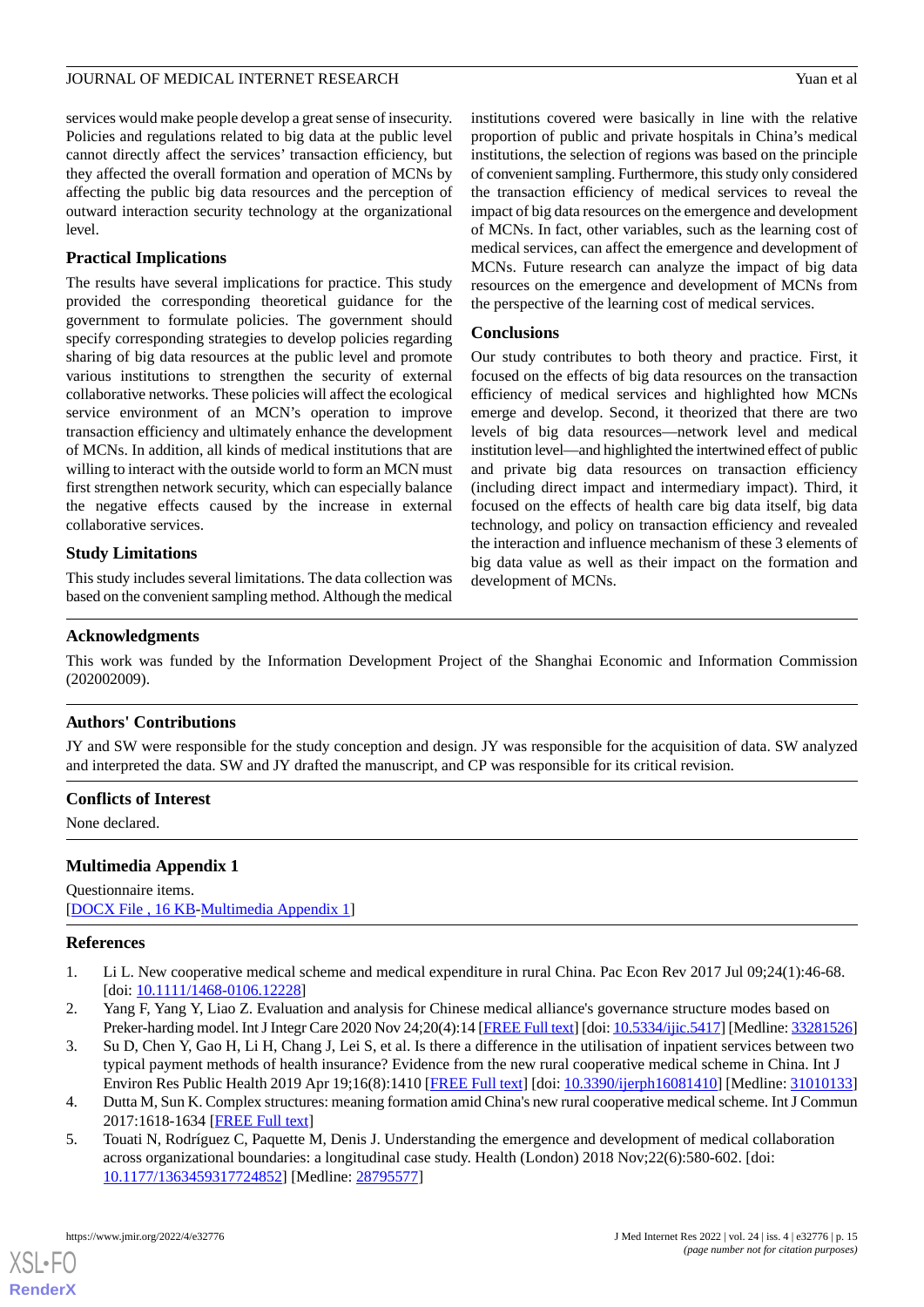services would make people develop a great sense of insecurity. Policies and regulations related to big data at the public level cannot directly affect the services' transaction efficiency, but they affected the overall formation and operation of MCNs by affecting the public big data resources and the perception of outward interaction security technology at the organizational level.

### Practical Implications

The results have several implications for practice. This study provided the corresponding theoretical guidance for the government to formulate policies. The government should specify corresponding strategies to develop policies regarding sharing of big data resources at the public level and promote various institutions to strengthen the security of external collaborative networks. These policies will affect the ecological service environment of an MCN's operation to improve transaction efficiency and ultimately enhance the development of MCNs. In addition, all kinds of medical institutions that are willing to interact with the outside world to form an MCN must first strengthen network security, which can especially balance the negative effects caused by the increase in external collaborative services.

### Study Limitations

This study includes several limitations. The data collection was based on the convenient sampling method. Although the medical institutions covered were basically in line with the relative proportion of public and private hospitals in China's medical institutions, the selection of regions was based on the principle of convenient sampling. Furthermore, this study only considered the transaction efficiency of medical services to reveal the impact of big data resources on the emergence and development of MCNs. In fact, other variables, such as the learning cost of medical services, can affect the emergence and development of MCNs. Future research can analyze the impact of big data resources on the emergence and development of MCNs from the perspective of the learning cost of medical services.

### Conclusions

Our study contributes to both theory and practice. First, it focused on the effects of big data resources on the transaction efficiency of medical services and highlighted how MCNs emerge and develop. Second, it theorized that there are two levels of big data resources—network level and medical institution level—and highlighted the intertwined effect of public and private big data resources on transaction efficiency (including direct impact and intermediary impact). Third, it focused on the effects of health care big data itself, big data technology, and policy on transaction efficiency and revealed the interaction and influence mechanism of these 3 elements of big data value as well as their impact on the formation and development of MCNs.

## Acknowledgments

This work was funded by the Information Development Project of the Shanghai Economic and Information Commission (202002009).

## Authors' Contributions

JY and SW were responsible for the study conception and design. JY was responsible for the acquisition of data. SW analyzed and interpreted the data. SW and JY drafted the manuscript, and CP was responsible for its critical revision.

## Conflicts of Interest

None declared.

## Multimedia Appendix 1

Questionnaire items.
[DOCX File , 16 KB-Multimedia Appendix 1]

## References

1. Li L. New cooperative medical scheme and medical expenditure in rural China. Pac Econ Rev 2017 Jul 09;24(1):46-68. [doi: 10.1111/1468-0106.12228]
2. Yang F, Yang Y, Liao Z. Evaluation and analysis for Chinese medical alliance's governance structure modes based on Preker-harding model. Int J Integr Care 2020 Nov 24;20(4):14 [FREE Full text] [doi: 10.5334/ijic.5417] [Medline: 33281526]
3. Su D, Chen Y, Gao H, Li H, Chang J, Lei S, et al. Is there a difference in the utilisation of inpatient services between two typical payment methods of health insurance? Evidence from the new rural cooperative medical scheme in China. Int J Environ Res Public Health 2019 Apr 19;16(8):1410 [FREE Full text] [doi: 10.3390/ijerph16081410] [Medline: 31010133]
4. Dutta M, Sun K. Complex structures: meaning formation amid China's new rural cooperative medical scheme. Int J Commun 2017:1618-1634 [FREE Full text]
5. Touati N, Rodríguez C, Paquette M, Denis J. Understanding the emergence and development of medical collaboration across organizational boundaries: a longitudinal case study. Health (London) 2018 Nov;22(6):580-602. [doi: 10.1177/1363459317724852] [Medline: 28795577]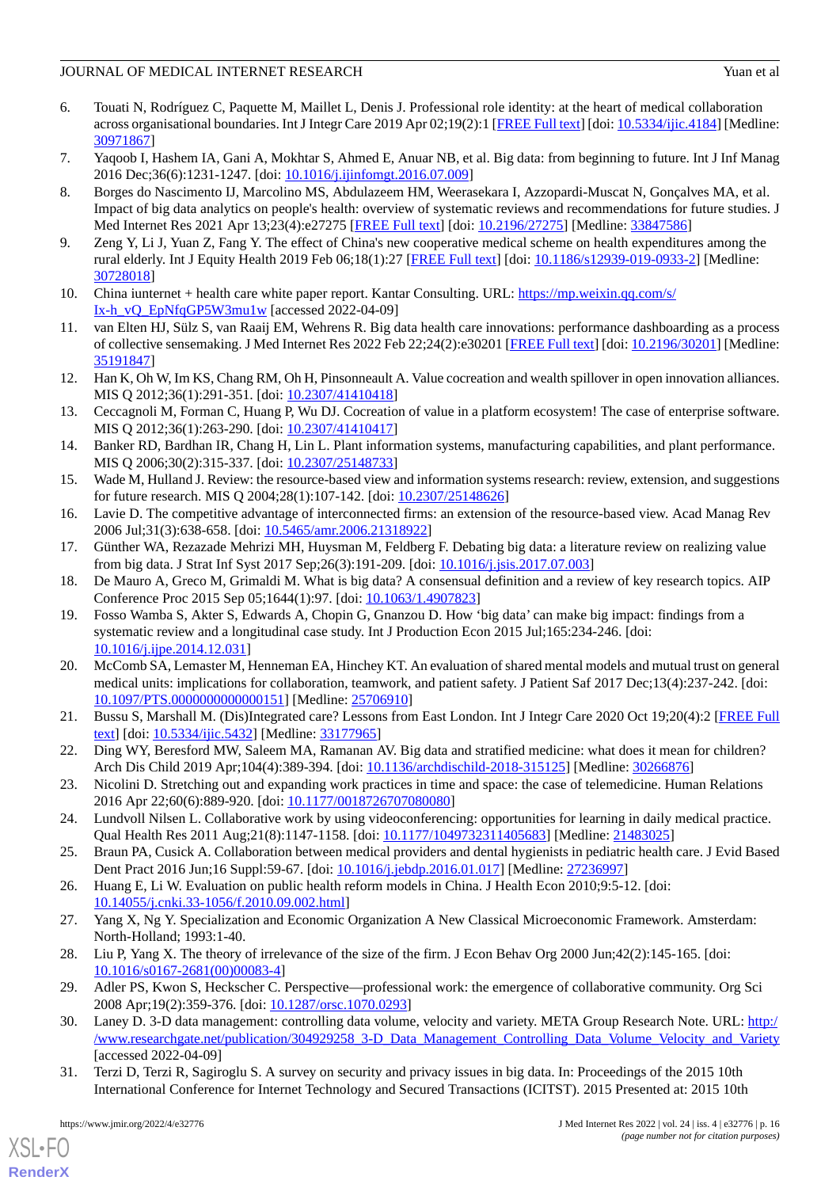6. Touati N, Rodríguez C, Paquette M, Maillet L, Denis J. Professional role identity: at the heart of medical collaboration across organisational boundaries. Int J Integr Care 2019 Apr 02;19(2):1 [FREE Full text] [doi: 10.5334/ijic.4184] [Medline: 30971867]
7. Yaqoob I, Hashem IA, Gani A, Mokhtar S, Ahmed E, Anuar NB, et al. Big data: from beginning to future. Int J Inf Manag 2016 Dec;36(6):1231-1247. [doi: 10.1016/j.ijinfomgt.2016.07.009]
8. Borges do Nascimento IJ, Marcolino MS, Abdulazeem HM, Weerasekara I, Azzopardi-Muscat N, Gonçalves MA, et al. Impact of big data analytics on people's health: overview of systematic reviews and recommendations for future studies. J Med Internet Res 2021 Apr 13;23(4):e27275 [FREE Full text] [doi: 10.2196/27275] [Medline: 33847586]
9. Zeng Y, Li J, Yuan Z, Fang Y. The effect of China's new cooperative medical scheme on health expenditures among the rural elderly. Int J Equity Health 2019 Feb 06;18(1):27 [FREE Full text] [doi: 10.1186/s12939-019-0933-2] [Medline: 30728018]
10. China iunternet + health care white paper report. Kantar Consulting. URL: https://mp.weixin.qq.com/s/Ix-h_vQ_EpNfqGP5W3mu1w [accessed 2022-04-09]
11. van Elten HJ, Sülz S, van Raaij EM, Wehrens R. Big data health care innovations: performance dashboarding as a process of collective sensemaking. J Med Internet Res 2022 Feb 22;24(2):e30201 [FREE Full text] [doi: 10.2196/30201] [Medline: 35191847]
12. Han K, Oh W, Im KS, Chang RM, Oh H, Pinsonneault A. Value cocreation and wealth spillover in open innovation alliances. MIS Q 2012;36(1):291-351. [doi: 10.2307/41410418]
13. Ceccagnoli M, Forman C, Huang P, Wu DJ. Cocreation of value in a platform ecosystem! The case of enterprise software. MIS Q 2012;36(1):263-290. [doi: 10.2307/41410417]
14. Banker RD, Bardhan IR, Chang H, Lin L. Plant information systems, manufacturing capabilities, and plant performance. MIS Q 2006;30(2):315-337. [doi: 10.2307/25148733]
15. Wade M, Hulland J. Review: the resource-based view and information systems research: review, extension, and suggestions for future research. MIS Q 2004;28(1):107-142. [doi: 10.2307/25148626]
16. Lavie D. The competitive advantage of interconnected firms: an extension of the resource-based view. Acad Manag Rev 2006 Jul;31(3):638-658. [doi: 10.5465/amr.2006.21318922]
17. Günther WA, Rezazade Mehrizi MH, Huysman M, Feldberg F. Debating big data: a literature review on realizing value from big data. J Strat Inf Syst 2017 Sep;26(3):191-209. [doi: 10.1016/j.jsis.2017.07.003]
18. De Mauro A, Greco M, Grimaldi M. What is big data? A consensual definition and a review of key research topics. AIP Conference Proc 2015 Sep 05;1644(1):97. [doi: 10.1063/1.4907823]
19. Fosso Wamba S, Akter S, Edwards A, Chopin G, Gnanzou D. How 'big data' can make big impact: findings from a systematic review and a longitudinal case study. Int J Production Econ 2015 Jul;165:234-246. [doi: 10.1016/j.ijpe.2014.12.031]
20. McComb SA, Lemaster M, Henneman EA, Hinchey KT. An evaluation of shared mental models and mutual trust on general medical units: implications for collaboration, teamwork, and patient safety. J Patient Saf 2017 Dec;13(4):237-242. [doi: 10.1097/PTS.0000000000000151] [Medline: 25706910]
21. Bussu S, Marshall M. (Dis)Integrated care? Lessons from East London. Int J Integr Care 2020 Oct 19;20(4):2 [FREE Full text] [doi: 10.5334/ijic.5432] [Medline: 33177965]
22. Ding WY, Beresford MW, Saleem MA, Ramanan AV. Big data and stratified medicine: what does it mean for children? Arch Dis Child 2019 Apr;104(4):389-394. [doi: 10.1136/archdischild-2018-315125] [Medline: 30266876]
23. Nicolini D. Stretching out and expanding work practices in time and space: the case of telemedicine. Human Relations 2016 Apr 22;60(6):889-920. [doi: 10.1177/0018726707080080]
24. Lundvoll Nilsen L. Collaborative work by using videoconferencing: opportunities for learning in daily medical practice. Qual Health Res 2011 Aug;21(8):1147-1158. [doi: 10.1177/1049732311405683] [Medline: 21483025]
25. Braun PA, Cusick A. Collaboration between medical providers and dental hygienists in pediatric health care. J Evid Based Dent Pract 2016 Jun;16 Suppl:59-67. [doi: 10.1016/j.jebdp.2016.01.017] [Medline: 27236997]
26. Huang E, Li W. Evaluation on public health reform models in China. J Health Econ 2010;9:5-12. [doi: 10.14055/j.cnki.33-1056/f.2010.09.002.html]
27. Yang X, Ng Y. Specialization and Economic Organization A New Classical Microeconomic Framework. Amsterdam: North-Holland; 1993:1-40.
28. Liu P, Yang X. The theory of irrelevance of the size of the firm. J Econ Behav Org 2000 Jun;42(2):145-165. [doi: 10.1016/s0167-2681(00)00083-4]
29. Adler PS, Kwon S, Heckscher C. Perspective—professional work: the emergence of collaborative community. Org Sci 2008 Apr;19(2):359-376. [doi: 10.1287/orsc.1070.0293]
30. Laney D. 3-D data management: controlling data volume, velocity and variety. META Group Research Note. URL: http://www.researchgate.net/publication/304929258_3-D_Data_Management_Controlling_Data_Volume_Velocity_and_Variety [accessed 2022-04-09]
31. Terzi D, Terzi R, Sagiroglu S. A survey on security and privacy issues in big data. In: Proceedings of the 2015 10th International Conference for Internet Technology and Secured Transactions (ICITST). 2015 Presented at: 2015 10th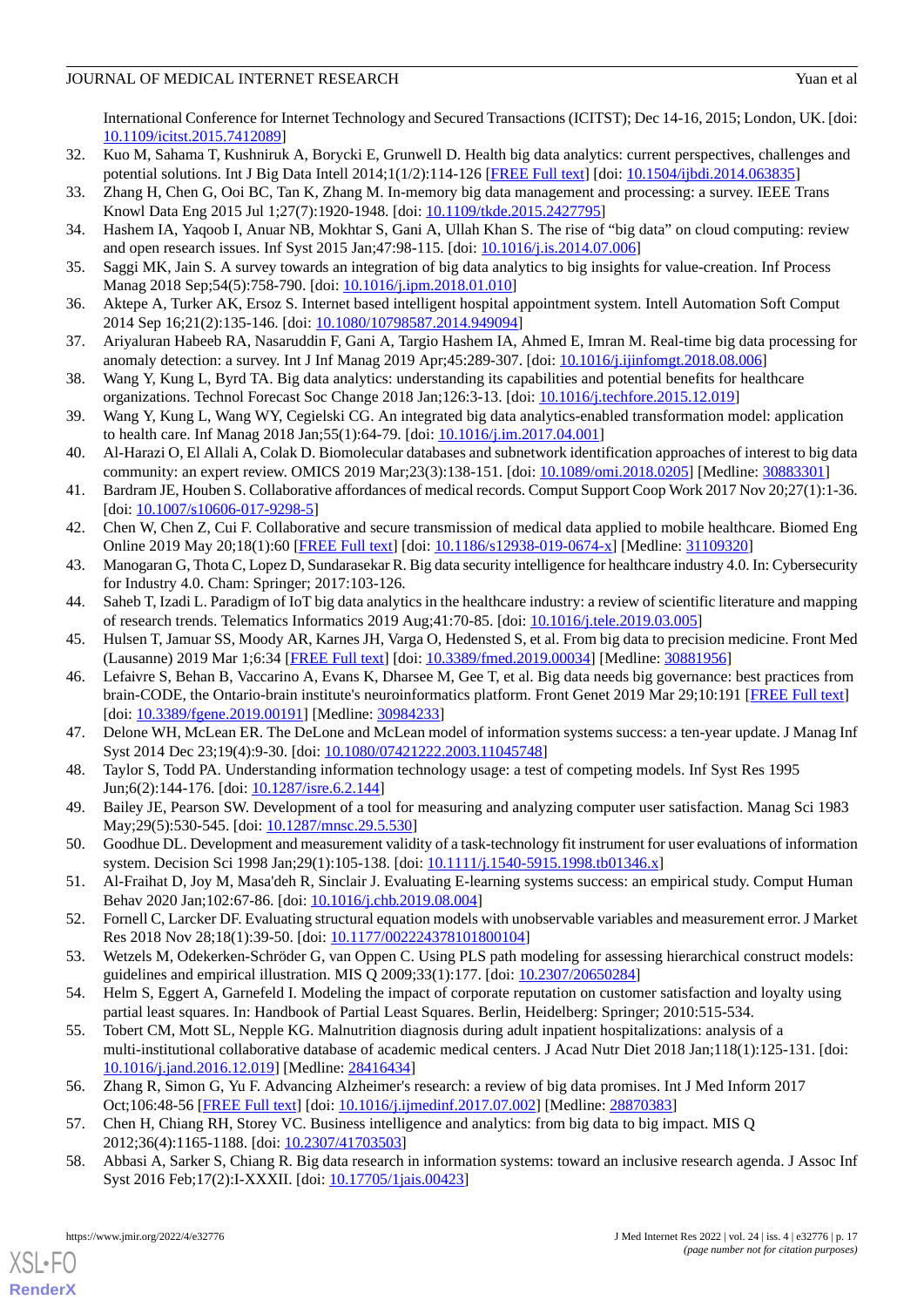International Conference for Internet Technology and Secured Transactions (ICITST); Dec 14-16, 2015; London, UK. [doi: 10.1109/icitst.2015.7412089]

32. Kuo M, Sahama T, Kushniruk A, Borycki E, Grunwell D. Health big data analytics: current perspectives, challenges and potential solutions. Int J Big Data Intell 2014;1(1/2):114-126 [FREE Full text] [doi: 10.1504/ijbdi.2014.063835]
33. Zhang H, Chen G, Ooi BC, Tan K, Zhang M. In-memory big data management and processing: a survey. IEEE Trans Knowl Data Eng 2015 Jul 1;27(7):1920-1948. [doi: 10.1109/tkde.2015.2427795]
34. Hashem IA, Yaqoob I, Anuar NB, Mokhtar S, Gani A, Ullah Khan S. The rise of "big data" on cloud computing: review and open research issues. Inf Syst 2015 Jan;47:98-115. [doi: 10.1016/j.is.2014.07.006]
35. Saggi MK, Jain S. A survey towards an integration of big data analytics to big insights for value-creation. Inf Process Manag 2018 Sep;54(5):758-790. [doi: 10.1016/j.ipm.2018.01.010]
36. Aktepe A, Turker AK, Ersoz S. Internet based intelligent hospital appointment system. Intell Automation Soft Comput 2014 Sep 16;21(2):135-146. [doi: 10.1080/10798587.2014.949094]
37. Ariyaluran Habeeb RA, Nasaruddin F, Gani A, Targio Hashem IA, Ahmed E, Imran M. Real-time big data processing for anomaly detection: a survey. Int J Inf Manag 2019 Apr;45:289-307. [doi: 10.1016/j.ijinfomgt.2018.08.006]
38. Wang Y, Kung L, Byrd TA. Big data analytics: understanding its capabilities and potential benefits for healthcare organizations. Technol Forecast Soc Change 2018 Jan;126:3-13. [doi: 10.1016/j.techfore.2015.12.019]
39. Wang Y, Kung L, Wang WY, Cegielski CG. An integrated big data analytics-enabled transformation model: application to health care. Inf Manag 2018 Jan;55(1):64-79. [doi: 10.1016/j.im.2017.04.001]
40. Al-Harazi O, El Allali A, Colak D. Biomolecular databases and subnetwork identification approaches of interest to big data community: an expert review. OMICS 2019 Mar;23(3):138-151. [doi: 10.1089/omi.2018.0205] [Medline: 30883301]
41. Bardram JE, Houben S. Collaborative affordances of medical records. Comput Support Coop Work 2017 Nov 20;27(1):1-36. [doi: 10.1007/s10606-017-9298-5]
42. Chen W, Chen Z, Cui F. Collaborative and secure transmission of medical data applied to mobile healthcare. Biomed Eng Online 2019 May 20;18(1):60 [FREE Full text] [doi: 10.1186/s12938-019-0674-x] [Medline: 31109320]
43. Manogaran G, Thota C, Lopez D, Sundarasekar R. Big data security intelligence for healthcare industry 4.0. In: Cybersecurity for Industry 4.0. Cham: Springer; 2017:103-126.
44. Saheb T, Izadi L. Paradigm of IoT big data analytics in the healthcare industry: a review of scientific literature and mapping of research trends. Telematics Informatics 2019 Aug;41:70-85. [doi: 10.1016/j.tele.2019.03.005]
45. Hulsen T, Jamuar SS, Moody AR, Karnes JH, Varga O, Hedensted S, et al. From big data to precision medicine. Front Med (Lausanne) 2019 Mar 1;6:34 [FREE Full text] [doi: 10.3389/fmed.2019.00034] [Medline: 30881956]
46. Lefaivre S, Behan B, Vaccarino A, Evans K, Dharsee M, Gee T, et al. Big data needs big governance: best practices from brain-CODE, the Ontario-brain institute's neuroinformatics platform. Front Genet 2019 Mar 29;10:191 [FREE Full text] [doi: 10.3389/fgene.2019.00191] [Medline: 30984233]
47. Delone WH, McLean ER. The DeLone and McLean model of information systems success: a ten-year update. J Manag Inf Syst 2014 Dec 23;19(4):9-30. [doi: 10.1080/07421222.2003.11045748]
48. Taylor S, Todd PA. Understanding information technology usage: a test of competing models. Inf Syst Res 1995 Jun;6(2):144-176. [doi: 10.1287/isre.6.2.144]
49. Bailey JE, Pearson SW. Development of a tool for measuring and analyzing computer user satisfaction. Manag Sci 1983 May;29(5):530-545. [doi: 10.1287/mnsc.29.5.530]
50. Goodhue DL. Development and measurement validity of a task-technology fit instrument for user evaluations of information system. Decision Sci 1998 Jan;29(1):105-138. [doi: 10.1111/j.1540-5915.1998.tb01346.x]
51. Al-Fraihat D, Joy M, Masa'deh R, Sinclair J. Evaluating E-learning systems success: an empirical study. Comput Human Behav 2020 Jan;102:67-86. [doi: 10.1016/j.chb.2019.08.004]
52. Fornell C, Larcker DF. Evaluating structural equation models with unobservable variables and measurement error. J Market Res 2018 Nov 28;18(1):39-50. [doi: 10.1177/002224378101800104]
53. Wetzels M, Odekerken-Schröder G, van Oppen C. Using PLS path modeling for assessing hierarchical construct models: guidelines and empirical illustration. MIS Q 2009;33(1):177. [doi: 10.2307/20650284]
54. Helm S, Eggert A, Garnefeld I. Modeling the impact of corporate reputation on customer satisfaction and loyalty using partial least squares. In: Handbook of Partial Least Squares. Berlin, Heidelberg: Springer; 2010:515-534.
55. Tobert CM, Mott SL, Nepple KG. Malnutrition diagnosis during adult inpatient hospitalizations: analysis of a multi-institutional collaborative database of academic medical centers. J Acad Nutr Diet 2018 Jan;118(1):125-131. [doi: 10.1016/j.jand.2016.12.019] [Medline: 28416434]
56. Zhang R, Simon G, Yu F. Advancing Alzheimer's research: a review of big data promises. Int J Med Inform 2017 Oct;106:48-56 [FREE Full text] [doi: 10.1016/j.ijmedinf.2017.07.002] [Medline: 28870383]
57. Chen H, Chiang RH, Storey VC. Business intelligence and analytics: from big data to big impact. MIS Q 2012;36(4):1165-1188. [doi: 10.2307/41703503]
58. Abbasi A, Sarker S, Chiang R. Big data research in information systems: toward an inclusive research agenda. J Assoc Inf Syst 2016 Feb;17(2):I-XXXII. [doi: 10.17705/1jais.00423]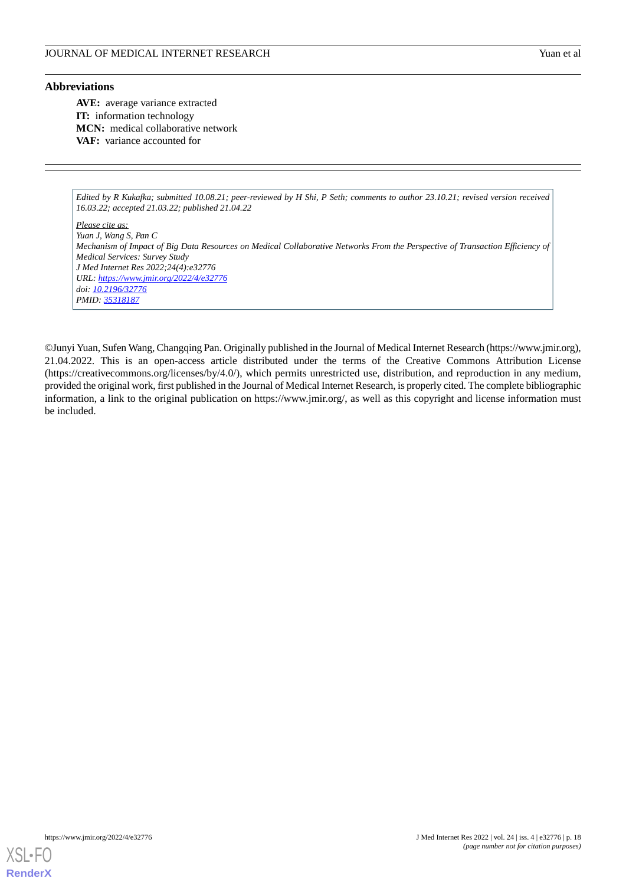## Abbreviations

**AVE:** average variance extracted
**IT:** information technology
**MCN:** medical collaborative network
**VAF:** variance accounted for

---

*Edited by R Kukafka; submitted 10.08.21; peer-reviewed by H Shi, P Seth; comments to author 23.10.21; revised version received 16.03.22; accepted 21.03.22; published 21.04.22*

*Please cite as:*
*Yuan J, Wang S, Pan C*
*Mechanism of Impact of Big Data Resources on Medical Collaborative Networks From the Perspective of Transaction Efficiency of Medical Services: Survey Study*
*J Med Internet Res 2022;24(4):e32776*
*URL: https://www.jmir.org/2022/4/e32776*
*doi: 10.2196/32776*
*PMID: 35318187*

©Junyi Yuan, Sufen Wang, Changqing Pan. Originally published in the Journal of Medical Internet Research (https://www.jmir.org), 21.04.2022. This is an open-access article distributed under the terms of the Creative Commons Attribution License (https://creativecommons.org/licenses/by/4.0/), which permits unrestricted use, distribution, and reproduction in any medium, provided the original work, first published in the Journal of Medical Internet Research, is properly cited. The complete bibliographic information, a link to the original publication on https://www.jmir.org/, as well as this copyright and license information must be included.